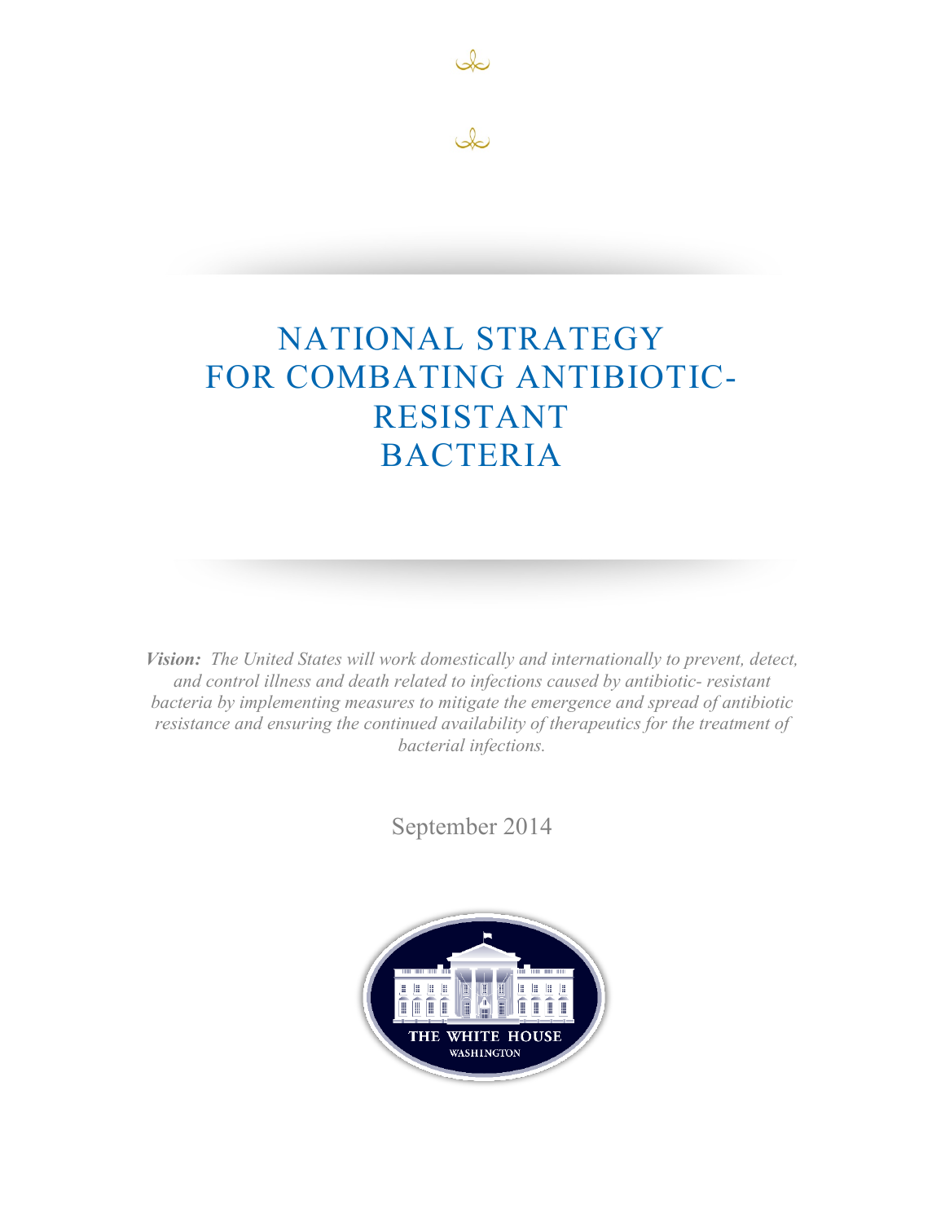# NATIONAL STRATEGY FOR COMBATING ANTIBIOTIC-RESISTANT BACTERIA

***Vision:*** *The United States will work domestically and internationally to prevent, detect, and control illness and death related to infections caused by antibiotic- resistant bacteria by implementing measures to mitigate the emergence and spread of antibiotic resistance and ensuring the continued availability of therapeutics for the treatment of bacterial infections.*

September 2014

THE WHITE HOUSE
WASHINGTON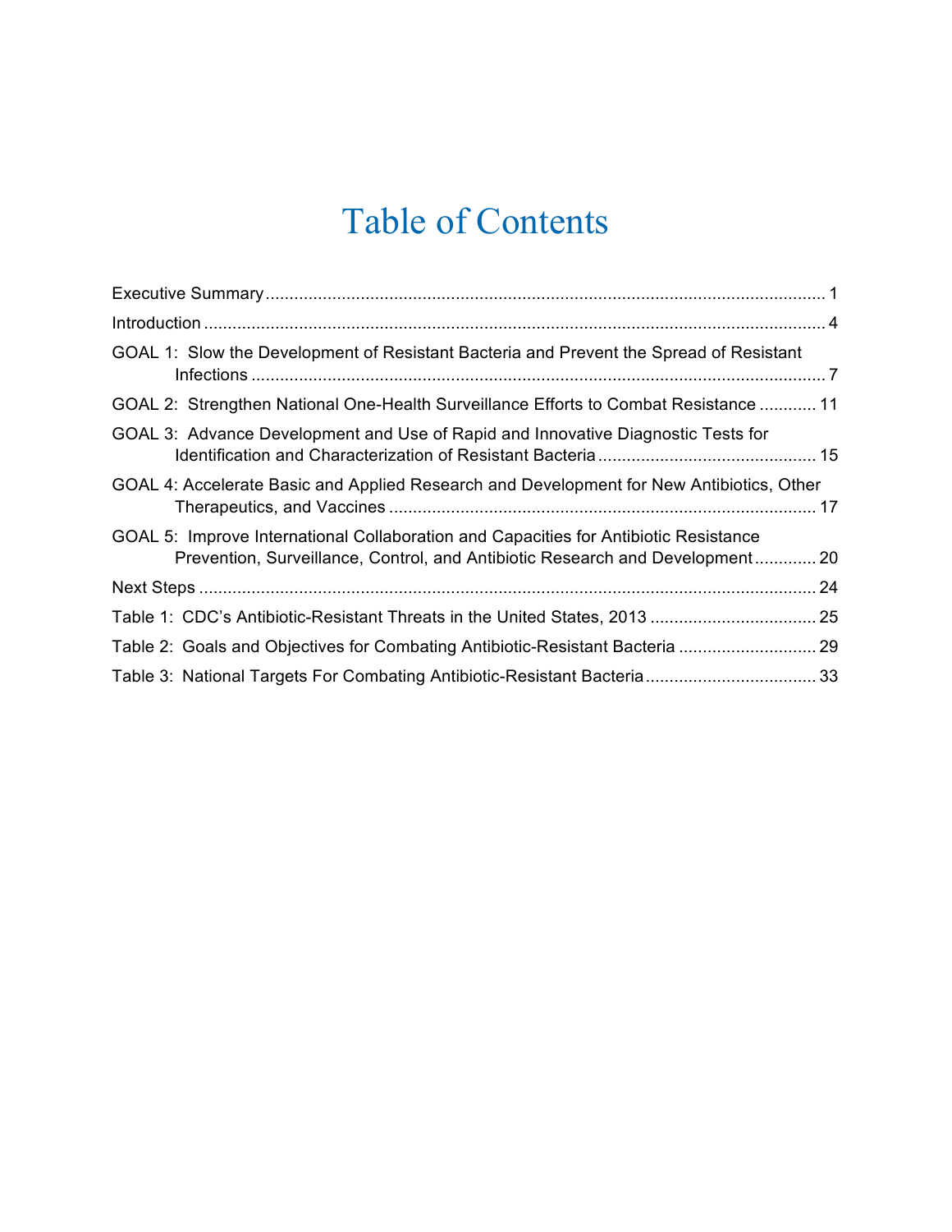# Table of Contents

Executive Summary ..... 1

Introduction ..... 4

GOAL 1: Slow the Development of Resistant Bacteria and Prevent the Spread of Resistant Infections ..... 7

GOAL 2: Strengthen National One-Health Surveillance Efforts to Combat Resistance ..... 11

GOAL 3: Advance Development and Use of Rapid and Innovative Diagnostic Tests for Identification and Characterization of Resistant Bacteria ..... 15

GOAL 4: Accelerate Basic and Applied Research and Development for New Antibiotics, Other Therapeutics, and Vaccines ..... 17

GOAL 5: Improve International Collaboration and Capacities for Antibiotic Resistance Prevention, Surveillance, Control, and Antibiotic Research and Development ..... 20

Next Steps ..... 24

Table 1: CDC's Antibiotic-Resistant Threats in the United States, 2013 ..... 25

Table 2: Goals and Objectives for Combating Antibiotic-Resistant Bacteria ..... 29

Table 3: National Targets For Combating Antibiotic-Resistant Bacteria ..... 33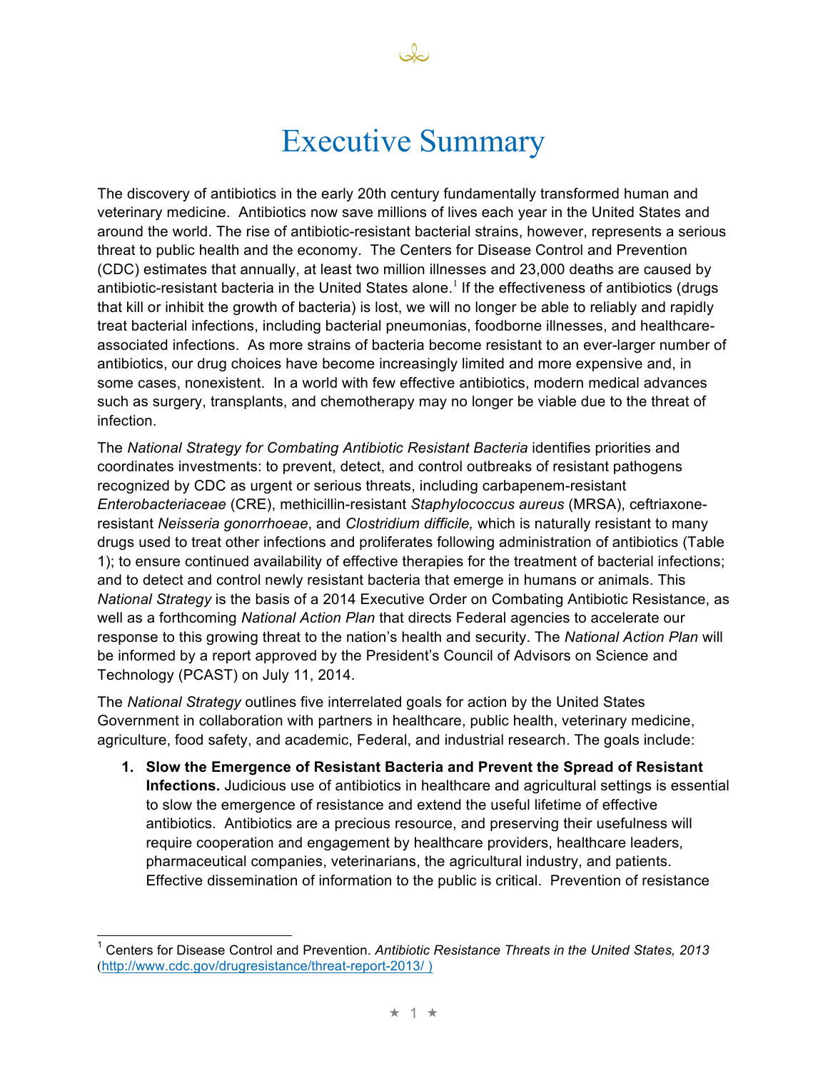# Executive Summary

The discovery of antibiotics in the early 20th century fundamentally transformed human and veterinary medicine. Antibiotics now save millions of lives each year in the United States and around the world. The rise of antibiotic-resistant bacterial strains, however, represents a serious threat to public health and the economy. The Centers for Disease Control and Prevention (CDC) estimates that annually, at least two million illnesses and 23,000 deaths are caused by antibiotic-resistant bacteria in the United States alone.[1] If the effectiveness of antibiotics (drugs that kill or inhibit the growth of bacteria) is lost, we will no longer be able to reliably and rapidly treat bacterial infections, including bacterial pneumonias, foodborne illnesses, and healthcare-associated infections. As more strains of bacteria become resistant to an ever-larger number of antibiotics, our drug choices have become increasingly limited and more expensive and, in some cases, nonexistent. In a world with few effective antibiotics, modern medical advances such as surgery, transplants, and chemotherapy may no longer be viable due to the threat of infection.

The *National Strategy for Combating Antibiotic Resistant Bacteria* identifies priorities and coordinates investments: to prevent, detect, and control outbreaks of resistant pathogens recognized by CDC as urgent or serious threats, including carbapenem-resistant *Enterobacteriaceae* (CRE), methicillin-resistant *Staphylococcus aureus* (MRSA), ceftriaxone-resistant *Neisseria gonorrhoeae*, and *Clostridium difficile,* which is naturally resistant to many drugs used to treat other infections and proliferates following administration of antibiotics (Table 1); to ensure continued availability of effective therapies for the treatment of bacterial infections; and to detect and control newly resistant bacteria that emerge in humans or animals. This *National Strategy* is the basis of a 2014 Executive Order on Combating Antibiotic Resistance, as well as a forthcoming *National Action Plan* that directs Federal agencies to accelerate our response to this growing threat to the nation's health and security. The *National Action Plan* will be informed by a report approved by the President's Council of Advisors on Science and Technology (PCAST) on July 11, 2014.

The *National Strategy* outlines five interrelated goals for action by the United States Government in collaboration with partners in healthcare, public health, veterinary medicine, agriculture, food safety, and academic, Federal, and industrial research. The goals include:

1. **Slow the Emergence of Resistant Bacteria and Prevent the Spread of Resistant Infections.** Judicious use of antibiotics in healthcare and agricultural settings is essential to slow the emergence of resistance and extend the useful lifetime of effective antibiotics. Antibiotics are a precious resource, and preserving their usefulness will require cooperation and engagement by healthcare providers, healthcare leaders, pharmaceutical companies, veterinarians, the agricultural industry, and patients. Effective dissemination of information to the public is critical. Prevention of resistance

[1] Centers for Disease Control and Prevention. *Antibiotic Resistance Threats in the United States, 2013* (http://www.cdc.gov/drugresistance/threat-report-2013/ )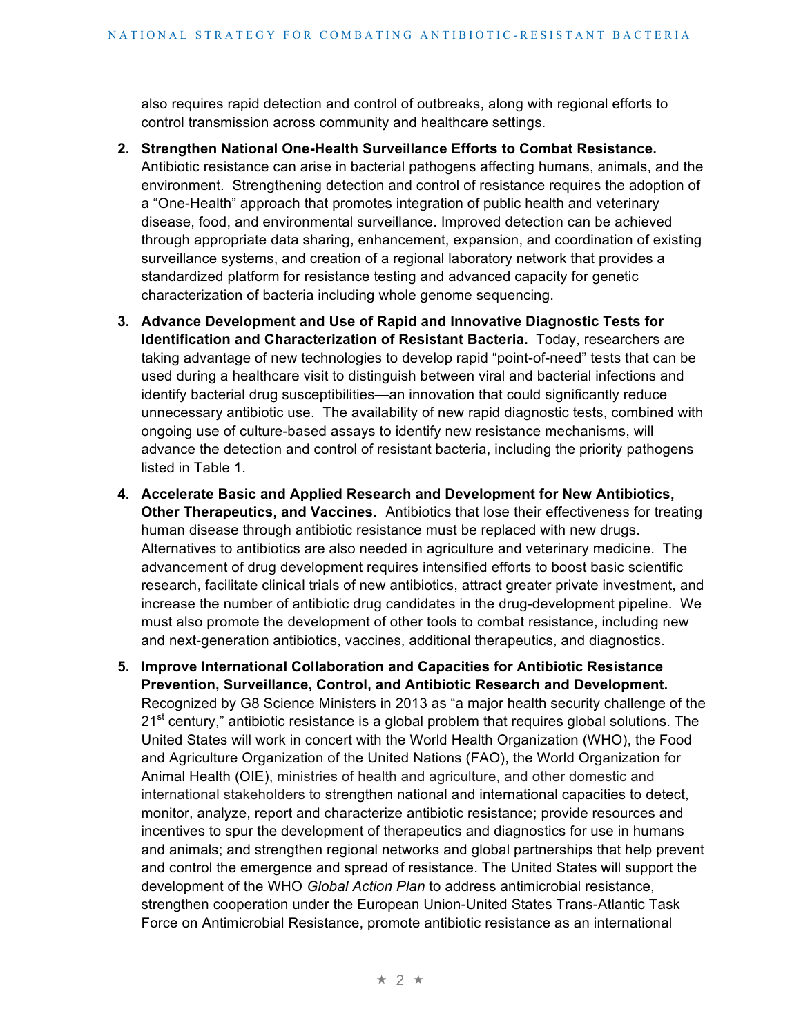also requires rapid detection and control of outbreaks, along with regional efforts to control transmission across community and healthcare settings.

2. **Strengthen National One-Health Surveillance Efforts to Combat Resistance.** Antibiotic resistance can arise in bacterial pathogens affecting humans, animals, and the environment. Strengthening detection and control of resistance requires the adoption of a "One-Health" approach that promotes integration of public health and veterinary disease, food, and environmental surveillance. Improved detection can be achieved through appropriate data sharing, enhancement, expansion, and coordination of existing surveillance systems, and creation of a regional laboratory network that provides a standardized platform for resistance testing and advanced capacity for genetic characterization of bacteria including whole genome sequencing.

3. **Advance Development and Use of Rapid and Innovative Diagnostic Tests for Identification and Characterization of Resistant Bacteria.** Today, researchers are taking advantage of new technologies to develop rapid "point-of-need" tests that can be used during a healthcare visit to distinguish between viral and bacterial infections and identify bacterial drug susceptibilities—an innovation that could significantly reduce unnecessary antibiotic use. The availability of new rapid diagnostic tests, combined with ongoing use of culture-based assays to identify new resistance mechanisms, will advance the detection and control of resistant bacteria, including the priority pathogens listed in Table 1.

4. **Accelerate Basic and Applied Research and Development for New Antibiotics, Other Therapeutics, and Vaccines.** Antibiotics that lose their effectiveness for treating human disease through antibiotic resistance must be replaced with new drugs. Alternatives to antibiotics are also needed in agriculture and veterinary medicine. The advancement of drug development requires intensified efforts to boost basic scientific research, facilitate clinical trials of new antibiotics, attract greater private investment, and increase the number of antibiotic drug candidates in the drug-development pipeline. We must also promote the development of other tools to combat resistance, including new and next-generation antibiotics, vaccines, additional therapeutics, and diagnostics.

5. **Improve International Collaboration and Capacities for Antibiotic Resistance Prevention, Surveillance, Control, and Antibiotic Research and Development.** Recognized by G8 Science Ministers in 2013 as "a major health security challenge of the 21st century," antibiotic resistance is a global problem that requires global solutions. The United States will work in concert with the World Health Organization (WHO), the Food and Agriculture Organization of the United Nations (FAO), the World Organization for Animal Health (OIE), ministries of health and agriculture, and other domestic and international stakeholders to strengthen national and international capacities to detect, monitor, analyze, report and characterize antibiotic resistance; provide resources and incentives to spur the development of therapeutics and diagnostics for use in humans and animals; and strengthen regional networks and global partnerships that help prevent and control the emergence and spread of resistance. The United States will support the development of the WHO *Global Action Plan* to address antimicrobial resistance, strengthen cooperation under the European Union-United States Trans-Atlantic Task Force on Antimicrobial Resistance, promote antibiotic resistance as an international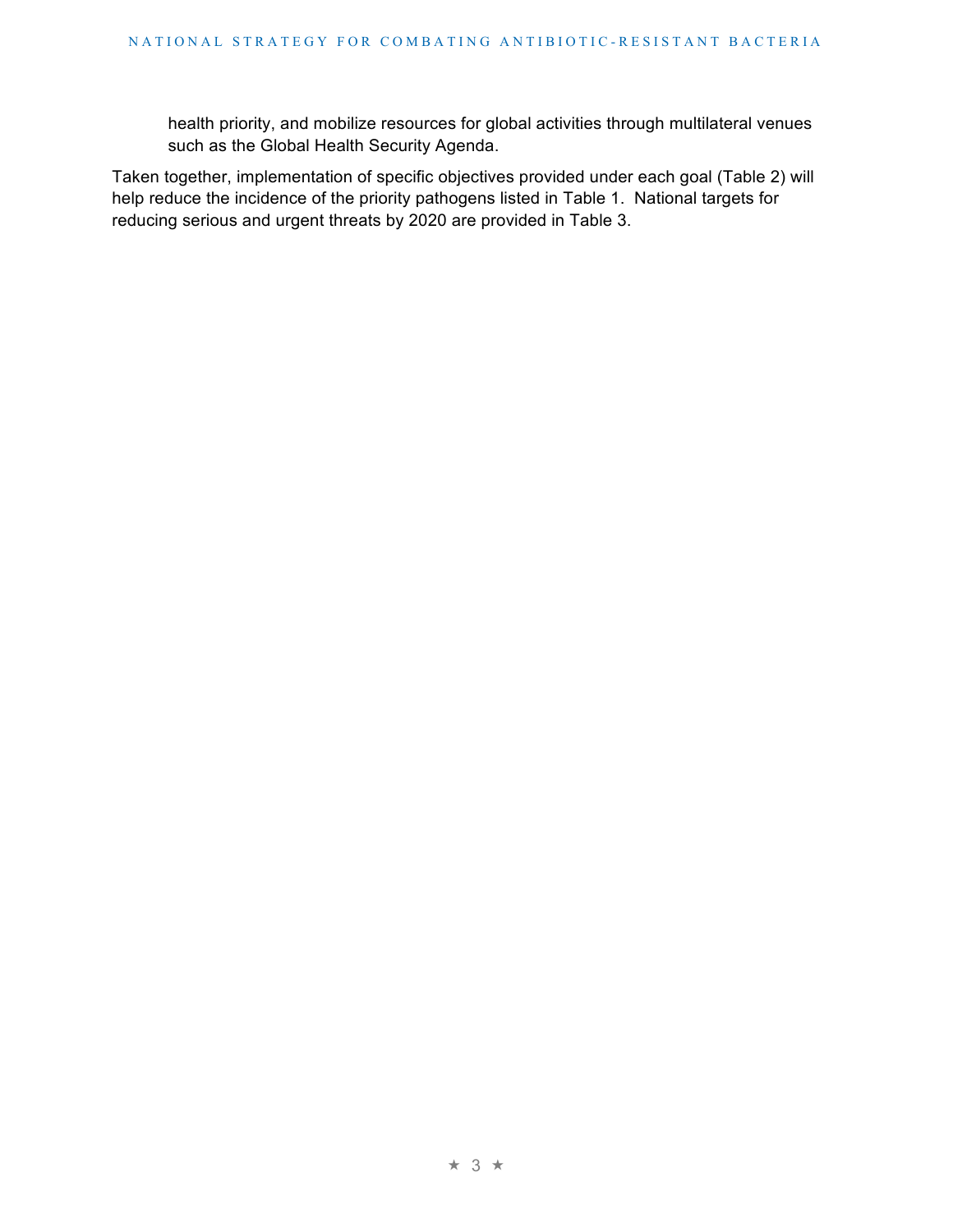health priority, and mobilize resources for global activities through multilateral venues such as the Global Health Security Agenda.

Taken together, implementation of specific objectives provided under each goal (Table 2) will help reduce the incidence of the priority pathogens listed in Table 1. National targets for reducing serious and urgent threats by 2020 are provided in Table 3.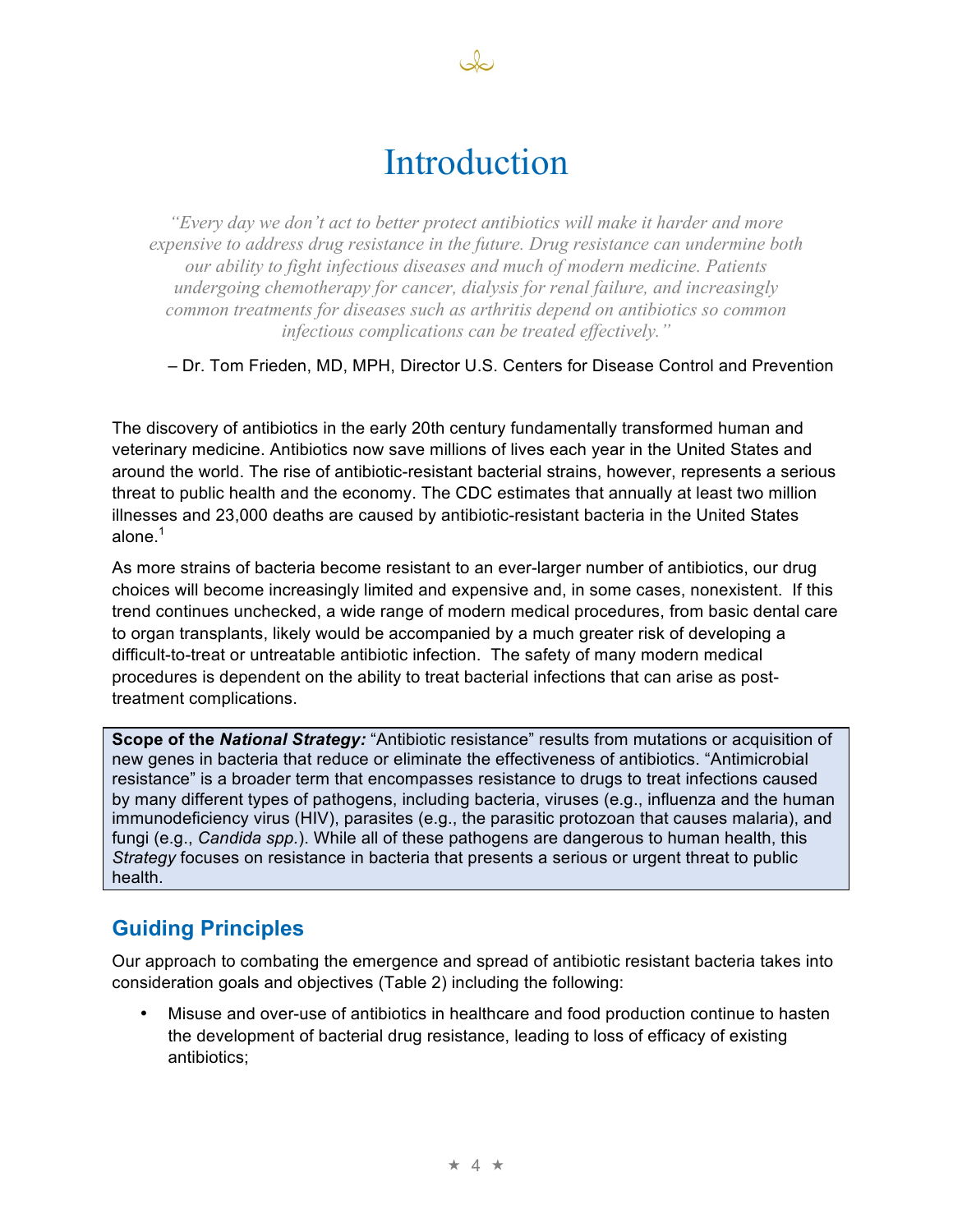# Introduction

*"Every day we don't act to better protect antibiotics will make it harder and more expensive to address drug resistance in the future. Drug resistance can undermine both our ability to fight infectious diseases and much of modern medicine. Patients undergoing chemotherapy for cancer, dialysis for renal failure, and increasingly common treatments for diseases such as arthritis depend on antibiotics so common infectious complications can be treated effectively."*

– Dr. Tom Frieden, MD, MPH, Director U.S. Centers for Disease Control and Prevention

The discovery of antibiotics in the early 20th century fundamentally transformed human and veterinary medicine. Antibiotics now save millions of lives each year in the United States and around the world. The rise of antibiotic-resistant bacterial strains, however, represents a serious threat to public health and the economy. The CDC estimates that annually at least two million illnesses and 23,000 deaths are caused by antibiotic-resistant bacteria in the United States alone.[1]

As more strains of bacteria become resistant to an ever-larger number of antibiotics, our drug choices will become increasingly limited and expensive and, in some cases, nonexistent. If this trend continues unchecked, a wide range of modern medical procedures, from basic dental care to organ transplants, likely would be accompanied by a much greater risk of developing a difficult-to-treat or untreatable antibiotic infection. The safety of many modern medical procedures is dependent on the ability to treat bacterial infections that can arise as post-treatment complications.

**Scope of the *National Strategy:*** "Antibiotic resistance" results from mutations or acquisition of new genes in bacteria that reduce or eliminate the effectiveness of antibiotics. "Antimicrobial resistance" is a broader term that encompasses resistance to drugs to treat infections caused by many different types of pathogens, including bacteria, viruses (e.g., influenza and the human immunodeficiency virus (HIV), parasites (e.g., the parasitic protozoan that causes malaria), and fungi (e.g., *Candida spp.*). While all of these pathogens are dangerous to human health, this *Strategy* focuses on resistance in bacteria that presents a serious or urgent threat to public health.

## Guiding Principles

Our approach to combating the emergence and spread of antibiotic resistant bacteria takes into consideration goals and objectives (Table 2) including the following:

- Misuse and over-use of antibiotics in healthcare and food production continue to hasten the development of bacterial drug resistance, leading to loss of efficacy of existing antibiotics;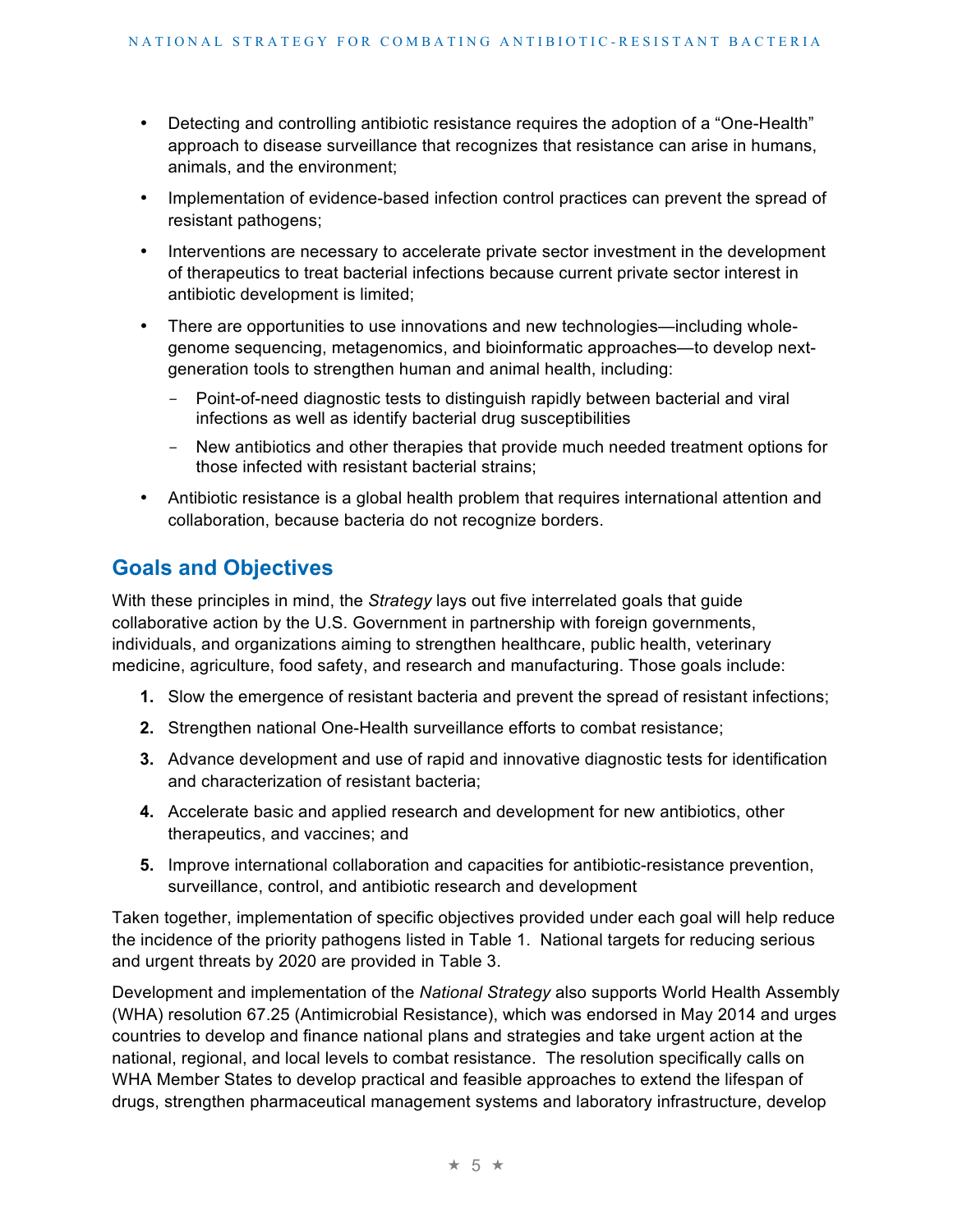- Detecting and controlling antibiotic resistance requires the adoption of a "One-Health" approach to disease surveillance that recognizes that resistance can arise in humans, animals, and the environment;
- Implementation of evidence-based infection control practices can prevent the spread of resistant pathogens;
- Interventions are necessary to accelerate private sector investment in the development of therapeutics to treat bacterial infections because current private sector interest in antibiotic development is limited;
- There are opportunities to use innovations and new technologies—including whole-genome sequencing, metagenomics, and bioinformatic approaches—to develop next-generation tools to strengthen human and animal health, including:
  - Point-of-need diagnostic tests to distinguish rapidly between bacterial and viral infections as well as identify bacterial drug susceptibilities
  - New antibiotics and other therapies that provide much needed treatment options for those infected with resistant bacterial strains;
- Antibiotic resistance is a global health problem that requires international attention and collaboration, because bacteria do not recognize borders.

## Goals and Objectives

With these principles in mind, the *Strategy* lays out five interrelated goals that guide collaborative action by the U.S. Government in partnership with foreign governments, individuals, and organizations aiming to strengthen healthcare, public health, veterinary medicine, agriculture, food safety, and research and manufacturing. Those goals include:

1. Slow the emergence of resistant bacteria and prevent the spread of resistant infections;
2. Strengthen national One-Health surveillance efforts to combat resistance;
3. Advance development and use of rapid and innovative diagnostic tests for identification and characterization of resistant bacteria;
4. Accelerate basic and applied research and development for new antibiotics, other therapeutics, and vaccines; and
5. Improve international collaboration and capacities for antibiotic-resistance prevention, surveillance, control, and antibiotic research and development

Taken together, implementation of specific objectives provided under each goal will help reduce the incidence of the priority pathogens listed in Table 1. National targets for reducing serious and urgent threats by 2020 are provided in Table 3.

Development and implementation of the *National Strategy* also supports World Health Assembly (WHA) resolution 67.25 (Antimicrobial Resistance), which was endorsed in May 2014 and urges countries to develop and finance national plans and strategies and take urgent action at the national, regional, and local levels to combat resistance. The resolution specifically calls on WHA Member States to develop practical and feasible approaches to extend the lifespan of drugs, strengthen pharmaceutical management systems and laboratory infrastructure, develop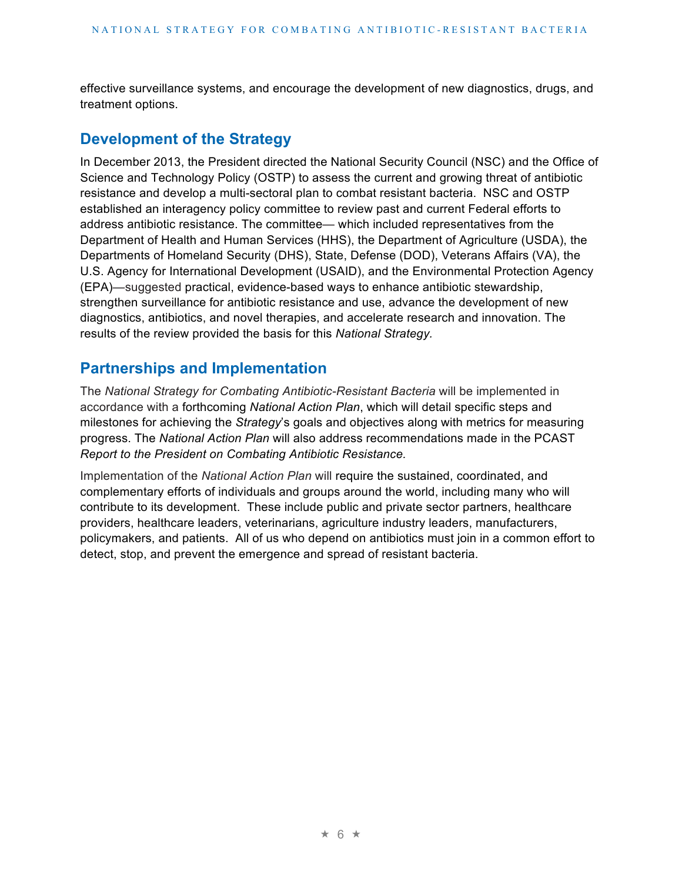effective surveillance systems, and encourage the development of new diagnostics, drugs, and treatment options.

## Development of the Strategy

In December 2013, the President directed the National Security Council (NSC) and the Office of Science and Technology Policy (OSTP) to assess the current and growing threat of antibiotic resistance and develop a multi-sectoral plan to combat resistant bacteria. NSC and OSTP established an interagency policy committee to review past and current Federal efforts to address antibiotic resistance. The committee— which included representatives from the Department of Health and Human Services (HHS), the Department of Agriculture (USDA), the Departments of Homeland Security (DHS), State, Defense (DOD), Veterans Affairs (VA), the U.S. Agency for International Development (USAID), and the Environmental Protection Agency (EPA)—suggested practical, evidence-based ways to enhance antibiotic stewardship, strengthen surveillance for antibiotic resistance and use, advance the development of new diagnostics, antibiotics, and novel therapies, and accelerate research and innovation. The results of the review provided the basis for this *National Strategy.*

## Partnerships and Implementation

The *National Strategy for Combating Antibiotic-Resistant Bacteria* will be implemented in accordance with a forthcoming *National Action Plan*, which will detail specific steps and milestones for achieving the *Strategy*'s goals and objectives along with metrics for measuring progress. The *National Action Plan* will also address recommendations made in the PCAST *Report to the President on Combating Antibiotic Resistance.*

Implementation of the *National Action Plan* will require the sustained, coordinated, and complementary efforts of individuals and groups around the world, including many who will contribute to its development. These include public and private sector partners, healthcare providers, healthcare leaders, veterinarians, agriculture industry leaders, manufacturers, policymakers, and patients. All of us who depend on antibiotics must join in a common effort to detect, stop, and prevent the emergence and spread of resistant bacteria.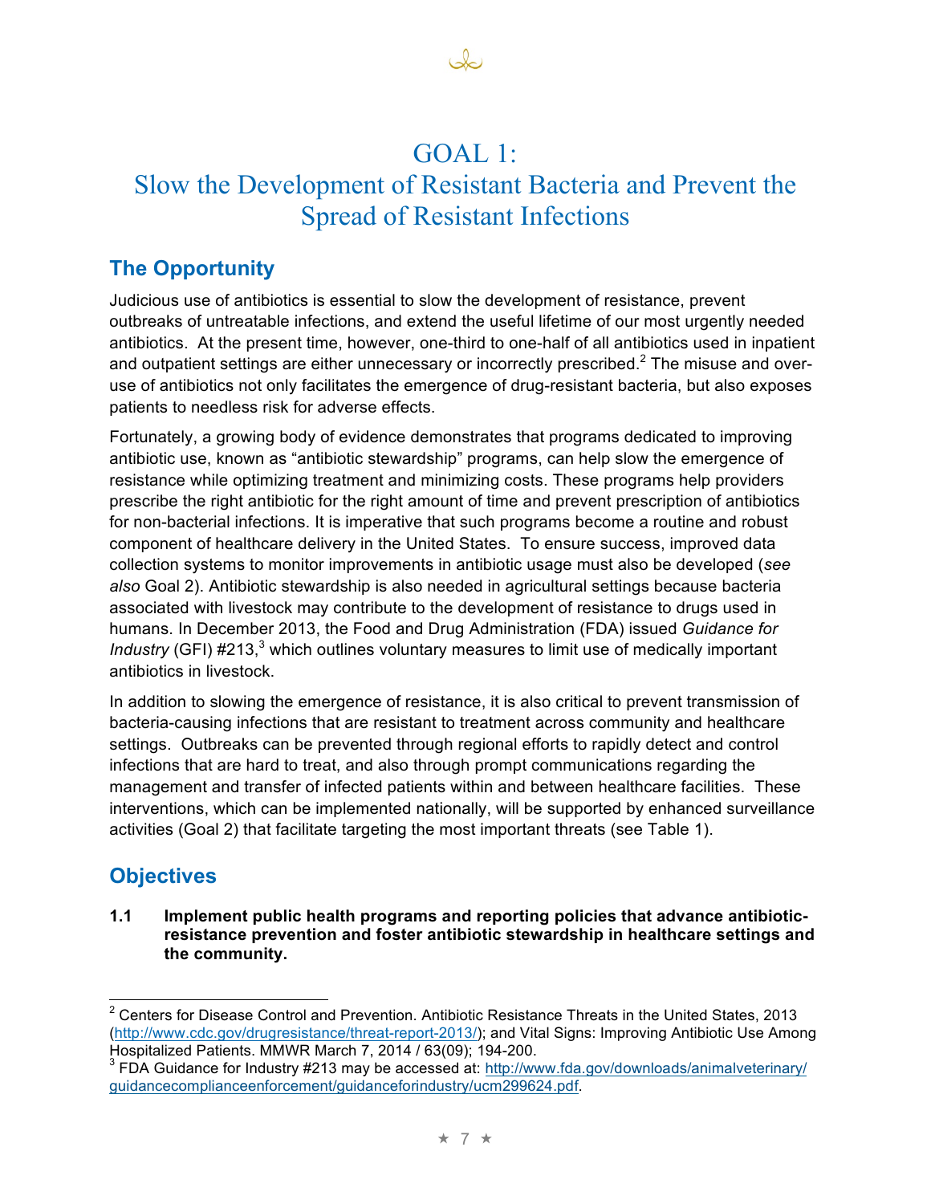# GOAL 1:
# Slow the Development of Resistant Bacteria and Prevent the Spread of Resistant Infections

## The Opportunity

Judicious use of antibiotics is essential to slow the development of resistance, prevent outbreaks of untreatable infections, and extend the useful lifetime of our most urgently needed antibiotics. At the present time, however, one-third to one-half of all antibiotics used in inpatient and outpatient settings are either unnecessary or incorrectly prescribed.[2] The misuse and overuse of antibiotics not only facilitates the emergence of drug-resistant bacteria, but also exposes patients to needless risk for adverse effects.

Fortunately, a growing body of evidence demonstrates that programs dedicated to improving antibiotic use, known as "antibiotic stewardship" programs, can help slow the emergence of resistance while optimizing treatment and minimizing costs. These programs help providers prescribe the right antibiotic for the right amount of time and prevent prescription of antibiotics for non-bacterial infections. It is imperative that such programs become a routine and robust component of healthcare delivery in the United States. To ensure success, improved data collection systems to monitor improvements in antibiotic usage must also be developed (*see also* Goal 2). Antibiotic stewardship is also needed in agricultural settings because bacteria associated with livestock may contribute to the development of resistance to drugs used in humans. In December 2013, the Food and Drug Administration (FDA) issued *Guidance for Industry* (GFI) #213,[3] which outlines voluntary measures to limit use of medically important antibiotics in livestock.

In addition to slowing the emergence of resistance, it is also critical to prevent transmission of bacteria-causing infections that are resistant to treatment across community and healthcare settings. Outbreaks can be prevented through regional efforts to rapidly detect and control infections that are hard to treat, and also through prompt communications regarding the management and transfer of infected patients within and between healthcare facilities. These interventions, which can be implemented nationally, will be supported by enhanced surveillance activities (Goal 2) that facilitate targeting the most important threats (see Table 1).

## Objectives

**1.1 Implement public health programs and reporting policies that advance antibiotic-resistance prevention and foster antibiotic stewardship in healthcare settings and the community.**

---

[2] Centers for Disease Control and Prevention. Antibiotic Resistance Threats in the United States, 2013 (http://www.cdc.gov/drugresistance/threat-report-2013/); and Vital Signs: Improving Antibiotic Use Among Hospitalized Patients. MMWR March 7, 2014 / 63(09); 194-200.

[3] FDA Guidance for Industry #213 may be accessed at: http://www.fda.gov/downloads/animalveterinary/guidancecomplianceenforcement/guidanceforindustry/ucm299624.pdf.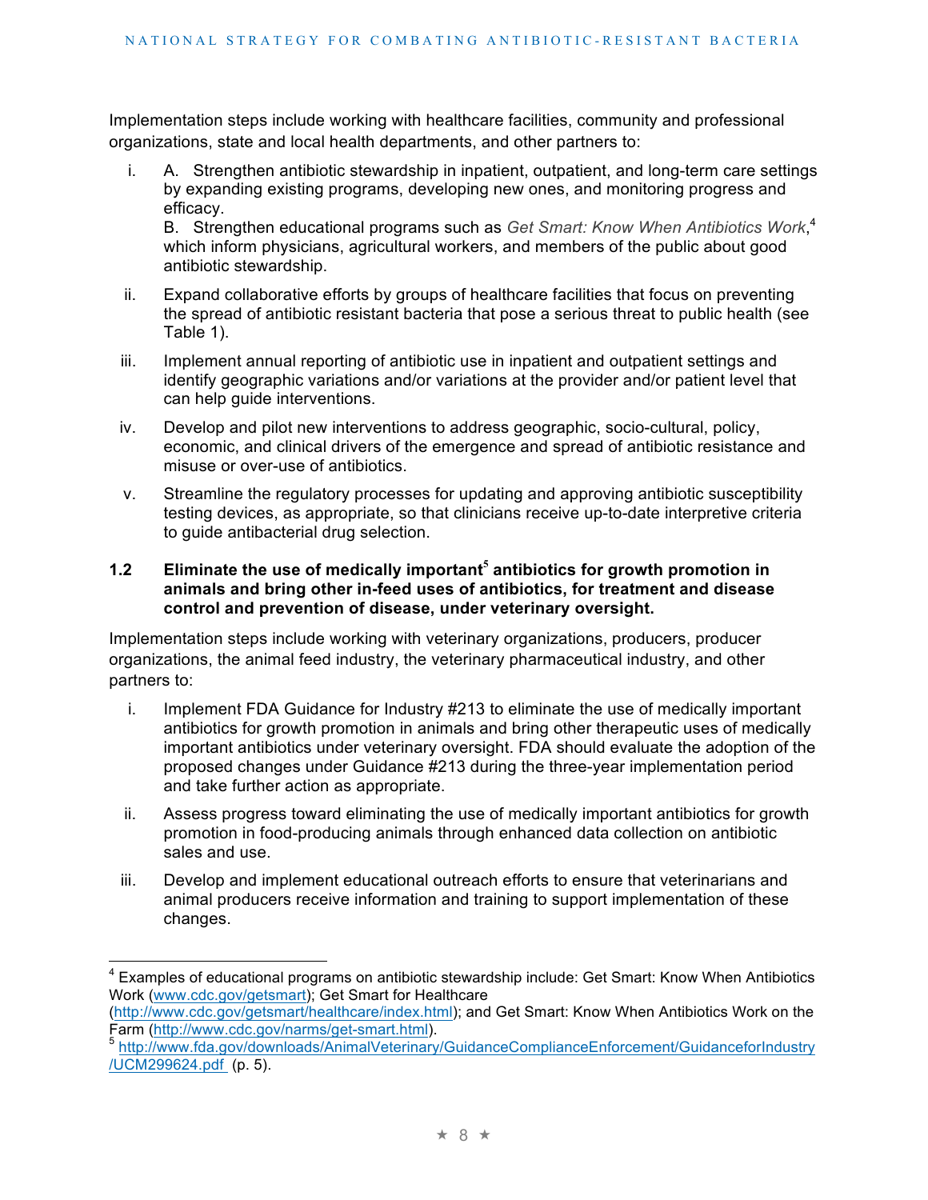Implementation steps include working with healthcare facilities, community and professional organizations, state and local health departments, and other partners to:

i. A. Strengthen antibiotic stewardship in inpatient, outpatient, and long-term care settings by expanding existing programs, developing new ones, and monitoring progress and efficacy.
   B. Strengthen educational programs such as *Get Smart: Know When Antibiotics Work*,[4] which inform physicians, agricultural workers, and members of the public about good antibiotic stewardship.

ii. Expand collaborative efforts by groups of healthcare facilities that focus on preventing the spread of antibiotic resistant bacteria that pose a serious threat to public health (see Table 1).

iii. Implement annual reporting of antibiotic use in inpatient and outpatient settings and identify geographic variations and/or variations at the provider and/or patient level that can help guide interventions.

iv. Develop and pilot new interventions to address geographic, socio-cultural, policy, economic, and clinical drivers of the emergence and spread of antibiotic resistance and misuse or over-use of antibiotics.

v. Streamline the regulatory processes for updating and approving antibiotic susceptibility testing devices, as appropriate, so that clinicians receive up-to-date interpretive criteria to guide antibacterial drug selection.

### 1.2 Eliminate the use of medically important[5] antibiotics for growth promotion in animals and bring other in-feed uses of antibiotics, for treatment and disease control and prevention of disease, under veterinary oversight.

Implementation steps include working with veterinary organizations, producers, producer organizations, the animal feed industry, the veterinary pharmaceutical industry, and other partners to:

i. Implement FDA Guidance for Industry #213 to eliminate the use of medically important antibiotics for growth promotion in animals and bring other therapeutic uses of medically important antibiotics under veterinary oversight. FDA should evaluate the adoption of the proposed changes under Guidance #213 during the three-year implementation period and take further action as appropriate.

ii. Assess progress toward eliminating the use of medically important antibiotics for growth promotion in food-producing animals through enhanced data collection on antibiotic sales and use.

iii. Develop and implement educational outreach efforts to ensure that veterinarians and animal producers receive information and training to support implementation of these changes.

---

[4] Examples of educational programs on antibiotic stewardship include: Get Smart: Know When Antibiotics Work (www.cdc.gov/getsmart); Get Smart for Healthcare (http://www.cdc.gov/getsmart/healthcare/index.html); and Get Smart: Know When Antibiotics Work on the Farm (http://www.cdc.gov/narms/get-smart.html).

[5] http://www.fda.gov/downloads/AnimalVeterinary/GuidanceComplianceEnforcement/GuidanceforIndustry/UCM299624.pdf (p. 5).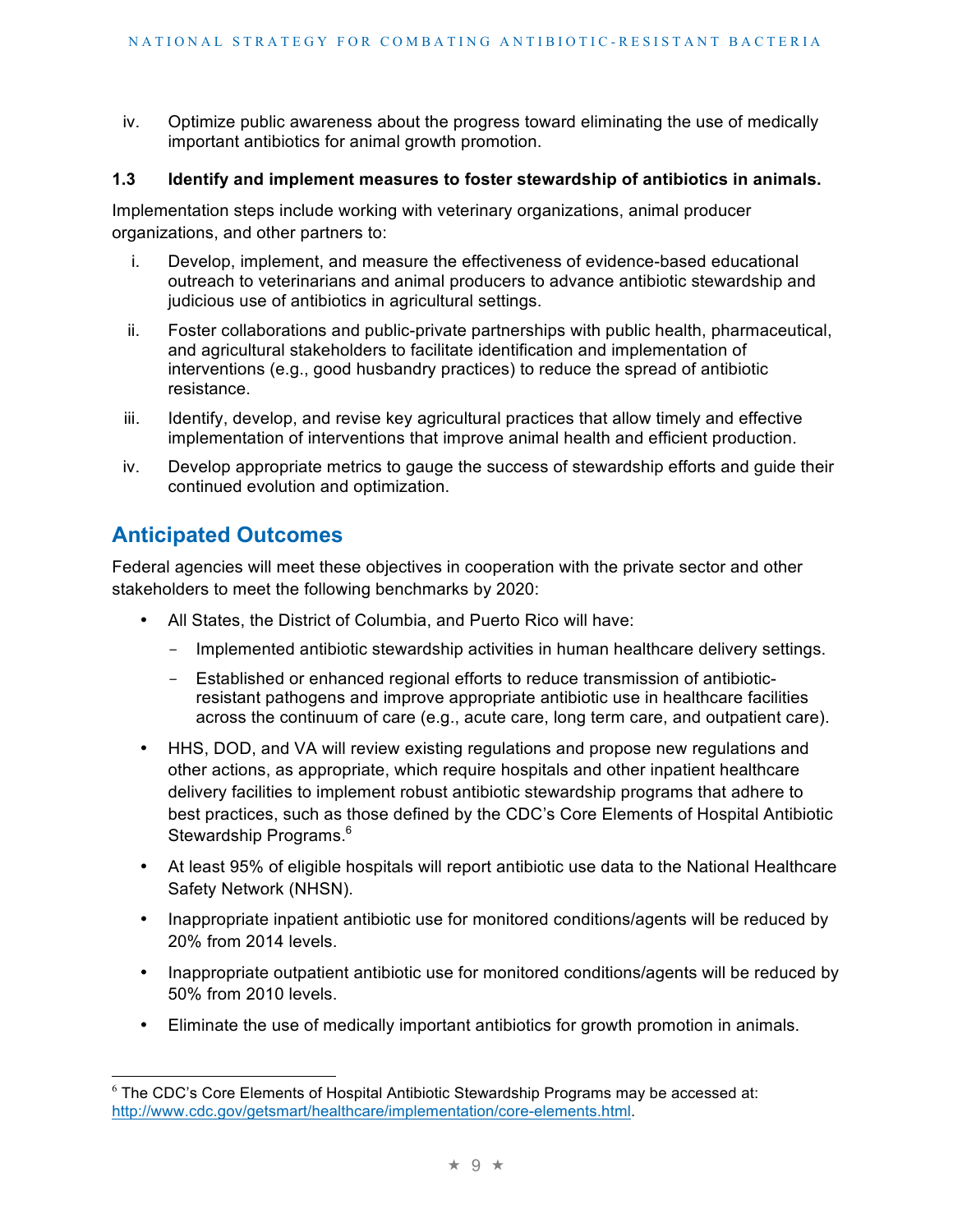iv. Optimize public awareness about the progress toward eliminating the use of medically important antibiotics for animal growth promotion.

**1.3 Identify and implement measures to foster stewardship of antibiotics in animals.**

Implementation steps include working with veterinary organizations, animal producer organizations, and other partners to:

i. Develop, implement, and measure the effectiveness of evidence-based educational outreach to veterinarians and animal producers to advance antibiotic stewardship and judicious use of antibiotics in agricultural settings.

ii. Foster collaborations and public-private partnerships with public health, pharmaceutical, and agricultural stakeholders to facilitate identification and implementation of interventions (e.g., good husbandry practices) to reduce the spread of antibiotic resistance.

iii. Identify, develop, and revise key agricultural practices that allow timely and effective implementation of interventions that improve animal health and efficient production.

iv. Develop appropriate metrics to gauge the success of stewardship efforts and guide their continued evolution and optimization.

## Anticipated Outcomes

Federal agencies will meet these objectives in cooperation with the private sector and other stakeholders to meet the following benchmarks by 2020:

- All States, the District of Columbia, and Puerto Rico will have:
  - Implemented antibiotic stewardship activities in human healthcare delivery settings.
  - Established or enhanced regional efforts to reduce transmission of antibiotic-resistant pathogens and improve appropriate antibiotic use in healthcare facilities across the continuum of care (e.g., acute care, long term care, and outpatient care).
- HHS, DOD, and VA will review existing regulations and propose new regulations and other actions, as appropriate, which require hospitals and other inpatient healthcare delivery facilities to implement robust antibiotic stewardship programs that adhere to best practices, such as those defined by the CDC's Core Elements of Hospital Antibiotic Stewardship Programs.[6]
- At least 95% of eligible hospitals will report antibiotic use data to the National Healthcare Safety Network (NHSN).
- Inappropriate inpatient antibiotic use for monitored conditions/agents will be reduced by 20% from 2014 levels.
- Inappropriate outpatient antibiotic use for monitored conditions/agents will be reduced by 50% from 2010 levels.
- Eliminate the use of medically important antibiotics for growth promotion in animals.

---

[6] The CDC's Core Elements of Hospital Antibiotic Stewardship Programs may be accessed at: http://www.cdc.gov/getsmart/healthcare/implementation/core-elements.html.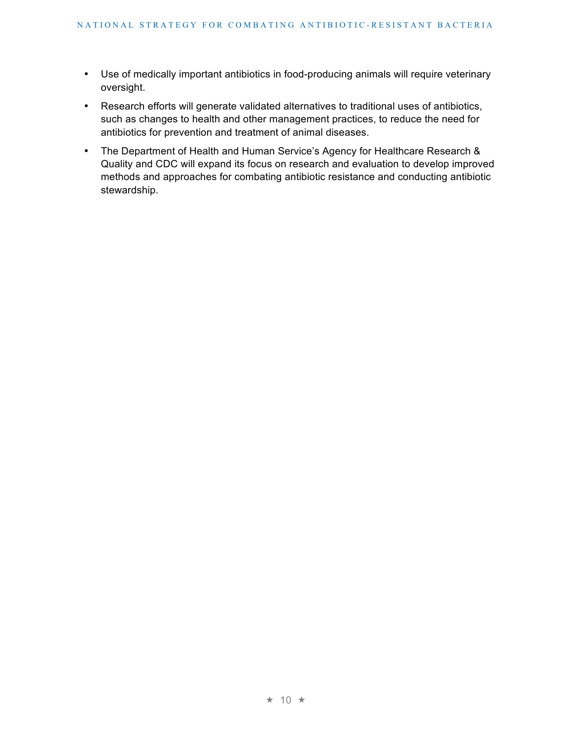- Use of medically important antibiotics in food-producing animals will require veterinary oversight.
- Research efforts will generate validated alternatives to traditional uses of antibiotics, such as changes to health and other management practices, to reduce the need for antibiotics for prevention and treatment of animal diseases.
- The Department of Health and Human Service's Agency for Healthcare Research & Quality and CDC will expand its focus on research and evaluation to develop improved methods and approaches for combating antibiotic resistance and conducting antibiotic stewardship.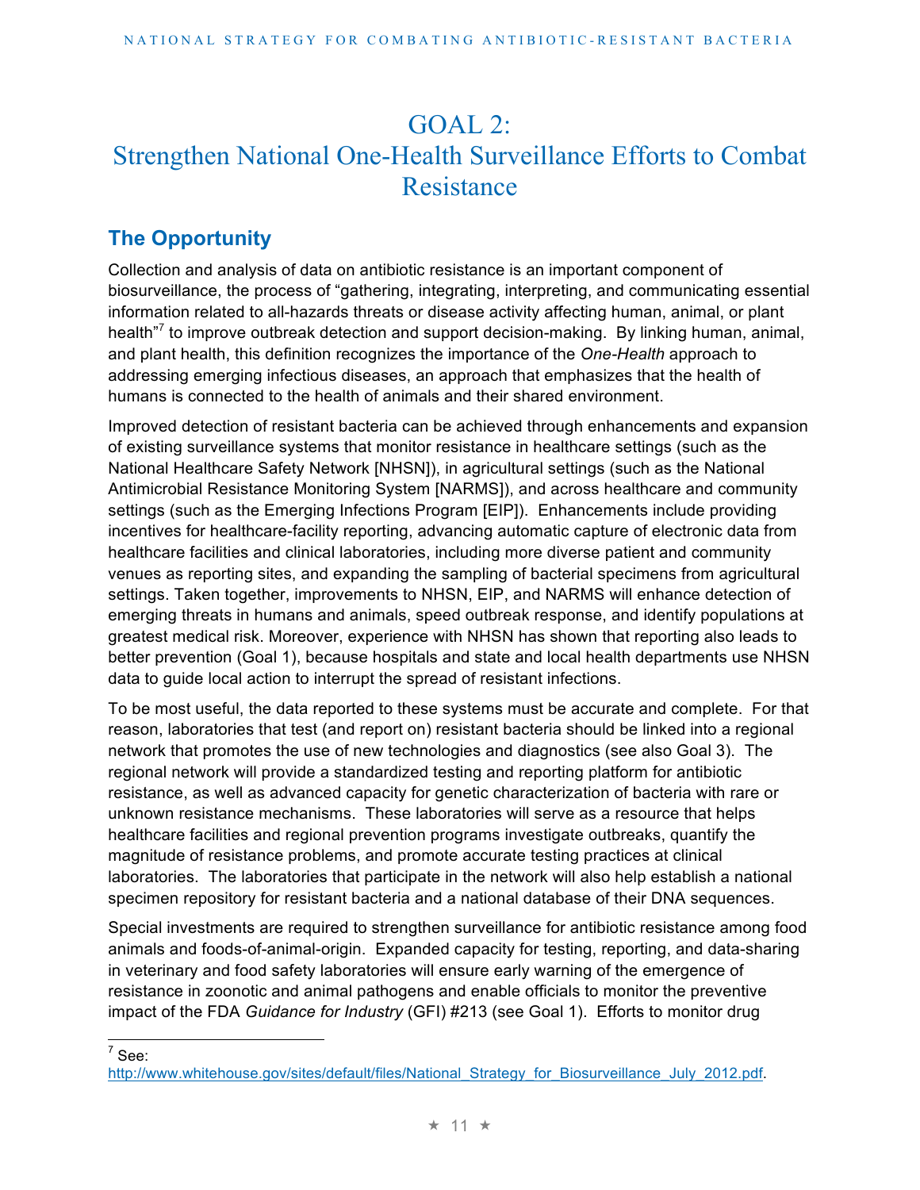# GOAL 2: Strengthen National One-Health Surveillance Efforts to Combat Resistance

## The Opportunity

Collection and analysis of data on antibiotic resistance is an important component of biosurveillance, the process of "gathering, integrating, interpreting, and communicating essential information related to all-hazards threats or disease activity affecting human, animal, or plant health"[7] to improve outbreak detection and support decision-making. By linking human, animal, and plant health, this definition recognizes the importance of the *One-Health* approach to addressing emerging infectious diseases, an approach that emphasizes that the health of humans is connected to the health of animals and their shared environment.

Improved detection of resistant bacteria can be achieved through enhancements and expansion of existing surveillance systems that monitor resistance in healthcare settings (such as the National Healthcare Safety Network [NHSN]), in agricultural settings (such as the National Antimicrobial Resistance Monitoring System [NARMS]), and across healthcare and community settings (such as the Emerging Infections Program [EIP]). Enhancements include providing incentives for healthcare-facility reporting, advancing automatic capture of electronic data from healthcare facilities and clinical laboratories, including more diverse patient and community venues as reporting sites, and expanding the sampling of bacterial specimens from agricultural settings. Taken together, improvements to NHSN, EIP, and NARMS will enhance detection of emerging threats in humans and animals, speed outbreak response, and identify populations at greatest medical risk. Moreover, experience with NHSN has shown that reporting also leads to better prevention (Goal 1), because hospitals and state and local health departments use NHSN data to guide local action to interrupt the spread of resistant infections.

To be most useful, the data reported to these systems must be accurate and complete. For that reason, laboratories that test (and report on) resistant bacteria should be linked into a regional network that promotes the use of new technologies and diagnostics (see also Goal 3). The regional network will provide a standardized testing and reporting platform for antibiotic resistance, as well as advanced capacity for genetic characterization of bacteria with rare or unknown resistance mechanisms. These laboratories will serve as a resource that helps healthcare facilities and regional prevention programs investigate outbreaks, quantify the magnitude of resistance problems, and promote accurate testing practices at clinical laboratories. The laboratories that participate in the network will also help establish a national specimen repository for resistant bacteria and a national database of their DNA sequences.

Special investments are required to strengthen surveillance for antibiotic resistance among food animals and foods-of-animal-origin. Expanded capacity for testing, reporting, and data-sharing in veterinary and food safety laboratories will ensure early warning of the emergence of resistance in zoonotic and animal pathogens and enable officials to monitor the preventive impact of the FDA *Guidance for Industry* (GFI) #213 (see Goal 1). Efforts to monitor drug

---

[7] See: http://www.whitehouse.gov/sites/default/files/National_Strategy_for_Biosurveillance_July_2012.pdf.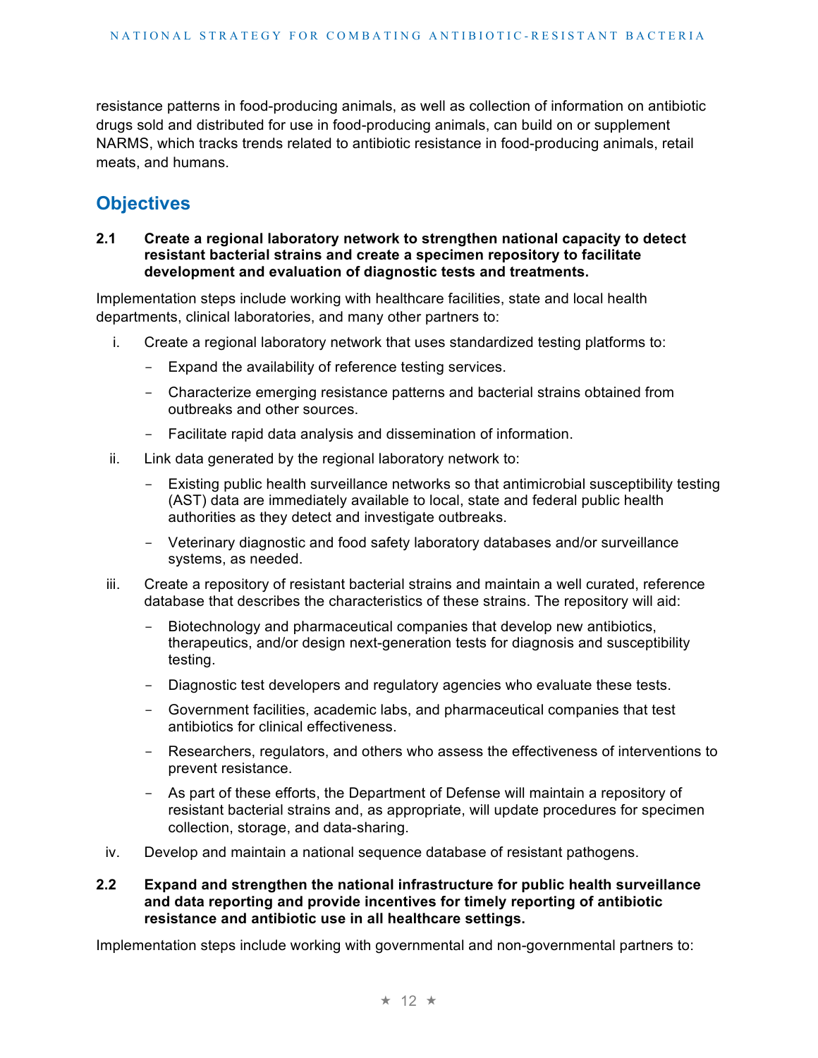resistance patterns in food-producing animals, as well as collection of information on antibiotic drugs sold and distributed for use in food-producing animals, can build on or supplement NARMS, which tracks trends related to antibiotic resistance in food-producing animals, retail meats, and humans.

## Objectives

**2.1 Create a regional laboratory network to strengthen national capacity to detect resistant bacterial strains and create a specimen repository to facilitate development and evaluation of diagnostic tests and treatments.**

Implementation steps include working with healthcare facilities, state and local health departments, clinical laboratories, and many other partners to:

i. Create a regional laboratory network that uses standardized testing platforms to:
   - Expand the availability of reference testing services.
   - Characterize emerging resistance patterns and bacterial strains obtained from outbreaks and other sources.
   - Facilitate rapid data analysis and dissemination of information.

ii. Link data generated by the regional laboratory network to:
   - Existing public health surveillance networks so that antimicrobial susceptibility testing (AST) data are immediately available to local, state and federal public health authorities as they detect and investigate outbreaks.
   - Veterinary diagnostic and food safety laboratory databases and/or surveillance systems, as needed.

iii. Create a repository of resistant bacterial strains and maintain a well curated, reference database that describes the characteristics of these strains. The repository will aid:
   - Biotechnology and pharmaceutical companies that develop new antibiotics, therapeutics, and/or design next-generation tests for diagnosis and susceptibility testing.
   - Diagnostic test developers and regulatory agencies who evaluate these tests.
   - Government facilities, academic labs, and pharmaceutical companies that test antibiotics for clinical effectiveness.
   - Researchers, regulators, and others who assess the effectiveness of interventions to prevent resistance.
   - As part of these efforts, the Department of Defense will maintain a repository of resistant bacterial strains and, as appropriate, will update procedures for specimen collection, storage, and data-sharing.

iv. Develop and maintain a national sequence database of resistant pathogens.

**2.2 Expand and strengthen the national infrastructure for public health surveillance and data reporting and provide incentives for timely reporting of antibiotic resistance and antibiotic use in all healthcare settings.**

Implementation steps include working with governmental and non-governmental partners to: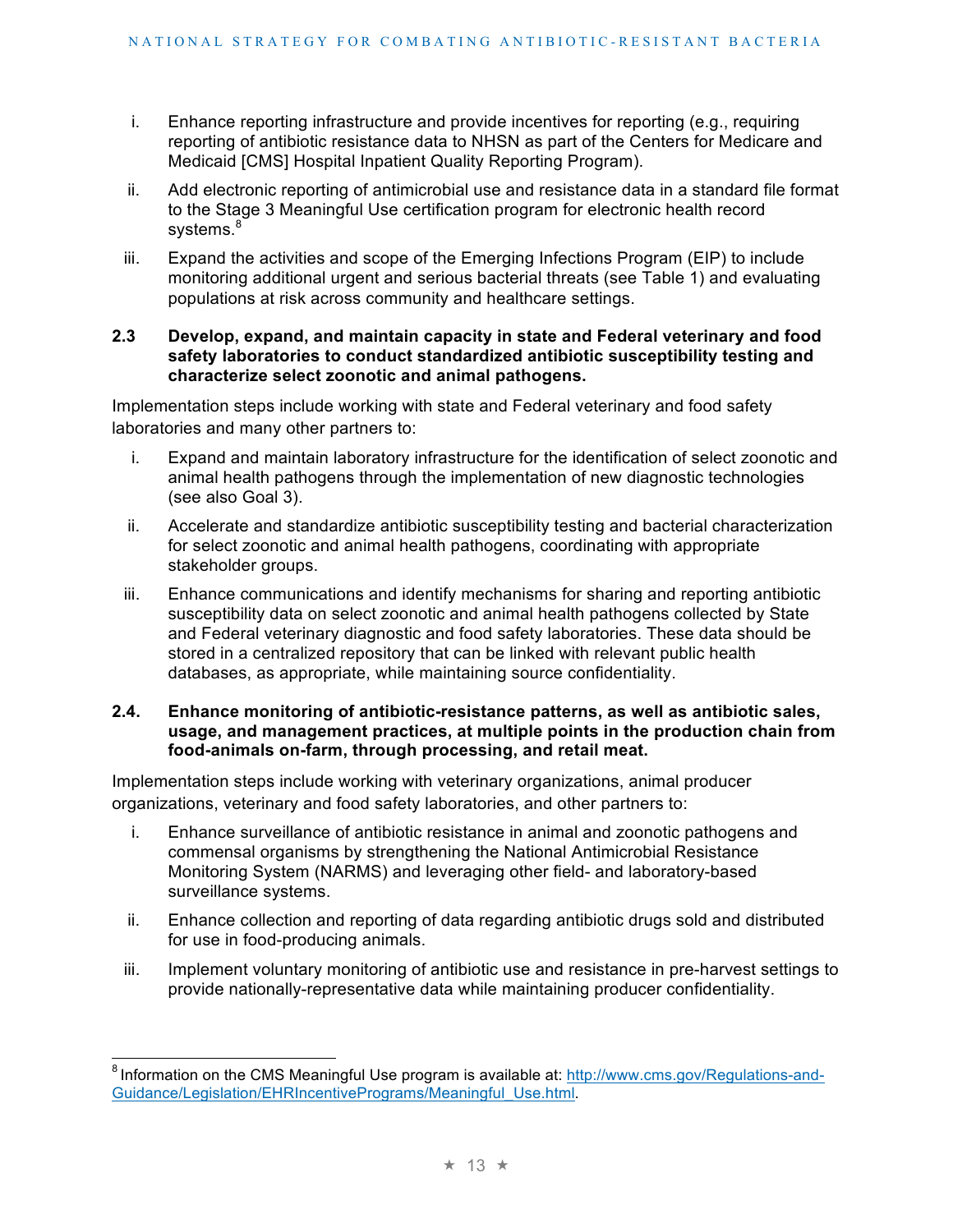i. Enhance reporting infrastructure and provide incentives for reporting (e.g., requiring reporting of antibiotic resistance data to NHSN as part of the Centers for Medicare and Medicaid [CMS] Hospital Inpatient Quality Reporting Program).

ii. Add electronic reporting of antimicrobial use and resistance data in a standard file format to the Stage 3 Meaningful Use certification program for electronic health record systems.[8]

iii. Expand the activities and scope of the Emerging Infections Program (EIP) to include monitoring additional urgent and serious bacterial threats (see Table 1) and evaluating populations at risk across community and healthcare settings.

**2.3 Develop, expand, and maintain capacity in state and Federal veterinary and food safety laboratories to conduct standardized antibiotic susceptibility testing and characterize select zoonotic and animal pathogens.**

Implementation steps include working with state and Federal veterinary and food safety laboratories and many other partners to:

i. Expand and maintain laboratory infrastructure for the identification of select zoonotic and animal health pathogens through the implementation of new diagnostic technologies (see also Goal 3).

ii. Accelerate and standardize antibiotic susceptibility testing and bacterial characterization for select zoonotic and animal health pathogens, coordinating with appropriate stakeholder groups.

iii. Enhance communications and identify mechanisms for sharing and reporting antibiotic susceptibility data on select zoonotic and animal health pathogens collected by State and Federal veterinary diagnostic and food safety laboratories. These data should be stored in a centralized repository that can be linked with relevant public health databases, as appropriate, while maintaining source confidentiality.

**2.4. Enhance monitoring of antibiotic-resistance patterns, as well as antibiotic sales, usage, and management practices, at multiple points in the production chain from food-animals on-farm, through processing, and retail meat.**

Implementation steps include working with veterinary organizations, animal producer organizations, veterinary and food safety laboratories, and other partners to:

i. Enhance surveillance of antibiotic resistance in animal and zoonotic pathogens and commensal organisms by strengthening the National Antimicrobial Resistance Monitoring System (NARMS) and leveraging other field- and laboratory-based surveillance systems.

ii. Enhance collection and reporting of data regarding antibiotic drugs sold and distributed for use in food-producing animals.

iii. Implement voluntary monitoring of antibiotic use and resistance in pre-harvest settings to provide nationally-representative data while maintaining producer confidentiality.

---

[8] Information on the CMS Meaningful Use program is available at: http://www.cms.gov/Regulations-and-Guidance/Legislation/EHRIncentivePrograms/Meaningful_Use.html.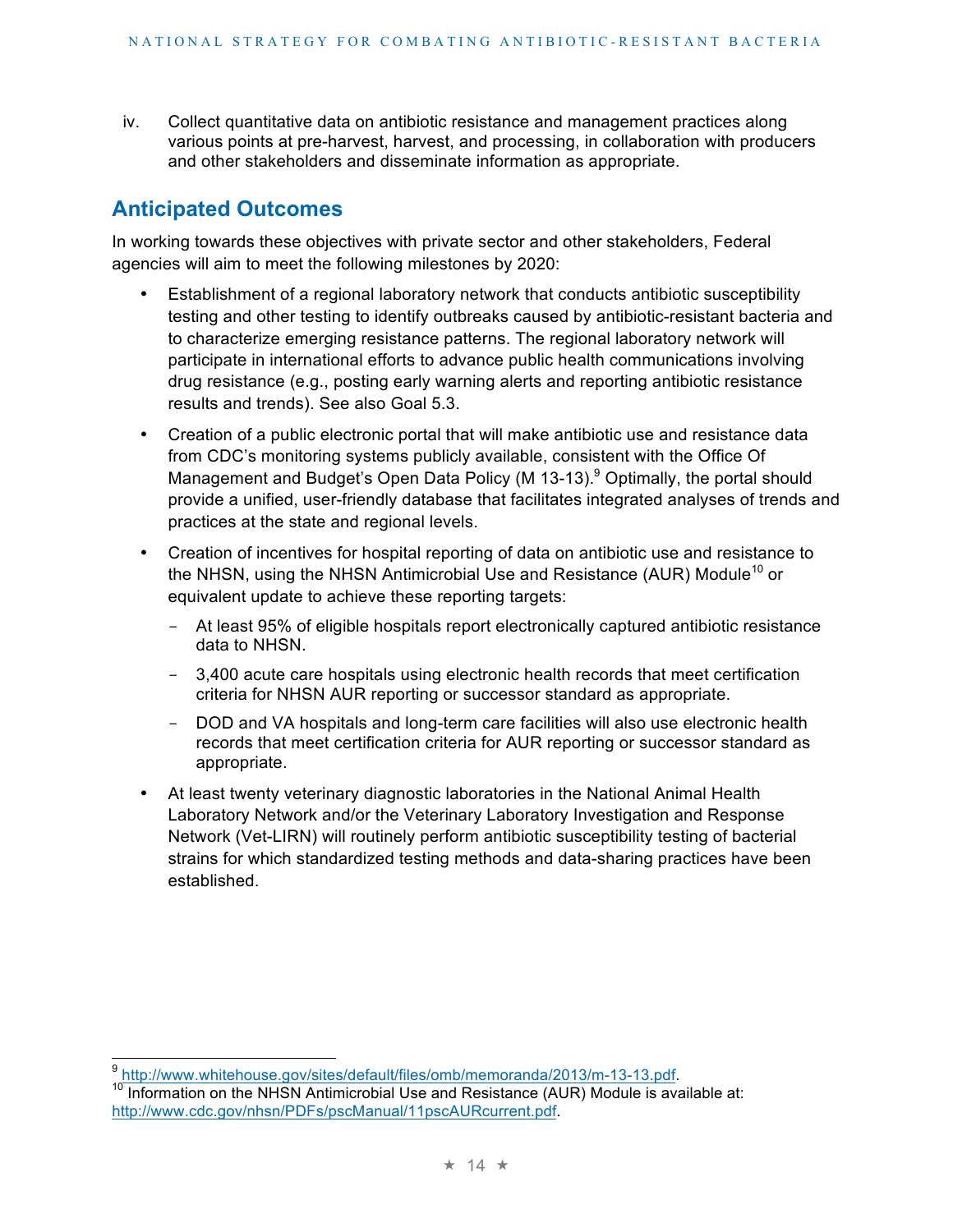iv. Collect quantitative data on antibiotic resistance and management practices along various points at pre-harvest, harvest, and processing, in collaboration with producers and other stakeholders and disseminate information as appropriate.

## Anticipated Outcomes

In working towards these objectives with private sector and other stakeholders, Federal agencies will aim to meet the following milestones by 2020:

- Establishment of a regional laboratory network that conducts antibiotic susceptibility testing and other testing to identify outbreaks caused by antibiotic-resistant bacteria and to characterize emerging resistance patterns. The regional laboratory network will participate in international efforts to advance public health communications involving drug resistance (e.g., posting early warning alerts and reporting antibiotic resistance results and trends). See also Goal 5.3.
- Creation of a public electronic portal that will make antibiotic use and resistance data from CDC's monitoring systems publicly available, consistent with the Office Of Management and Budget's Open Data Policy (M 13-13).[9] Optimally, the portal should provide a unified, user-friendly database that facilitates integrated analyses of trends and practices at the state and regional levels.
- Creation of incentives for hospital reporting of data on antibiotic use and resistance to the NHSN, using the NHSN Antimicrobial Use and Resistance (AUR) Module[10] or equivalent update to achieve these reporting targets:
  - At least 95% of eligible hospitals report electronically captured antibiotic resistance data to NHSN.
  - 3,400 acute care hospitals using electronic health records that meet certification criteria for NHSN AUR reporting or successor standard as appropriate.
  - DOD and VA hospitals and long-term care facilities will also use electronic health records that meet certification criteria for AUR reporting or successor standard as appropriate.
- At least twenty veterinary diagnostic laboratories in the National Animal Health Laboratory Network and/or the Veterinary Laboratory Investigation and Response Network (Vet-LIRN) will routinely perform antibiotic susceptibility testing of bacterial strains for which standardized testing methods and data-sharing practices have been established.

---

[9] http://www.whitehouse.gov/sites/default/files/omb/memoranda/2013/m-13-13.pdf.

[10] Information on the NHSN Antimicrobial Use and Resistance (AUR) Module is available at: http://www.cdc.gov/nhsn/PDFs/pscManual/11pscAURcurrent.pdf.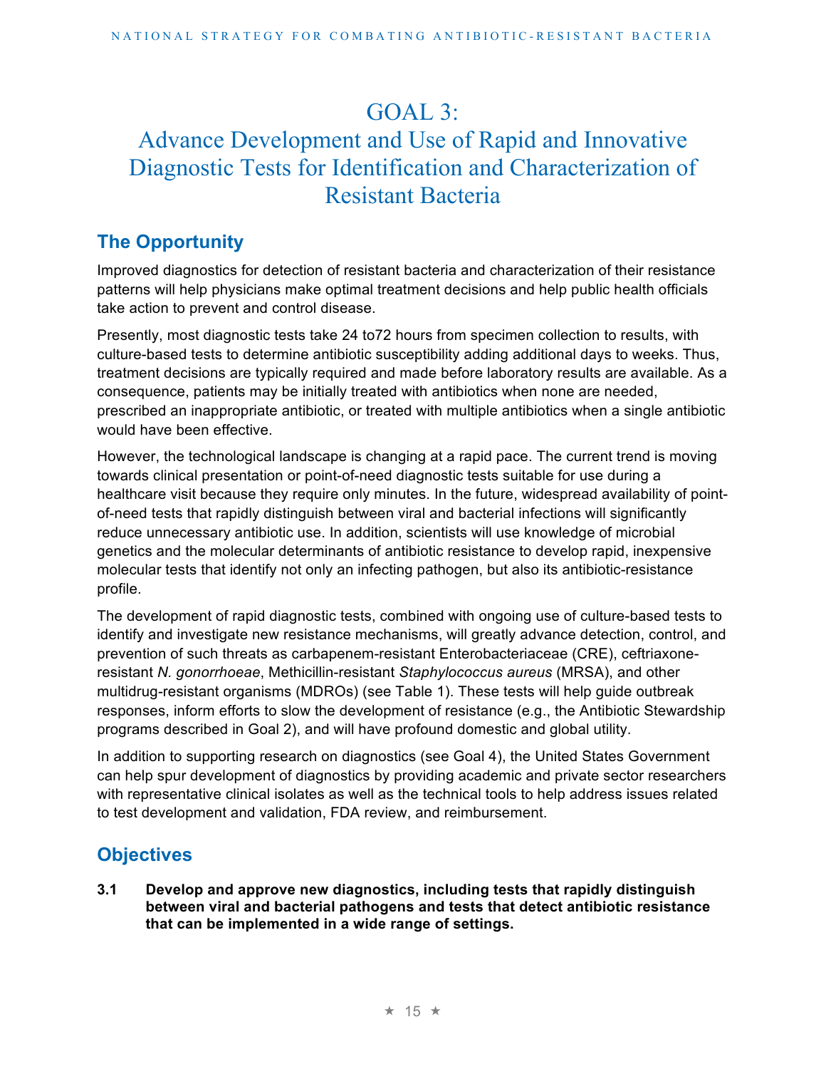# GOAL 3:
# Advance Development and Use of Rapid and Innovative Diagnostic Tests for Identification and Characterization of Resistant Bacteria

## The Opportunity

Improved diagnostics for detection of resistant bacteria and characterization of their resistance patterns will help physicians make optimal treatment decisions and help public health officials take action to prevent and control disease.

Presently, most diagnostic tests take 24 to72 hours from specimen collection to results, with culture-based tests to determine antibiotic susceptibility adding additional days to weeks. Thus, treatment decisions are typically required and made before laboratory results are available. As a consequence, patients may be initially treated with antibiotics when none are needed, prescribed an inappropriate antibiotic, or treated with multiple antibiotics when a single antibiotic would have been effective.

However, the technological landscape is changing at a rapid pace. The current trend is moving towards clinical presentation or point-of-need diagnostic tests suitable for use during a healthcare visit because they require only minutes. In the future, widespread availability of point-of-need tests that rapidly distinguish between viral and bacterial infections will significantly reduce unnecessary antibiotic use. In addition, scientists will use knowledge of microbial genetics and the molecular determinants of antibiotic resistance to develop rapid, inexpensive molecular tests that identify not only an infecting pathogen, but also its antibiotic-resistance profile.

The development of rapid diagnostic tests, combined with ongoing use of culture-based tests to identify and investigate new resistance mechanisms, will greatly advance detection, control, and prevention of such threats as carbapenem-resistant Enterobacteriaceae (CRE), ceftriaxone-resistant *N. gonorrhoeae*, Methicillin-resistant *Staphylococcus aureus* (MRSA), and other multidrug-resistant organisms (MDROs) (see Table 1). These tests will help guide outbreak responses, inform efforts to slow the development of resistance (e.g., the Antibiotic Stewardship programs described in Goal 2), and will have profound domestic and global utility.

In addition to supporting research on diagnostics (see Goal 4), the United States Government can help spur development of diagnostics by providing academic and private sector researchers with representative clinical isolates as well as the technical tools to help address issues related to test development and validation, FDA review, and reimbursement.

## Objectives

**3.1 Develop and approve new diagnostics, including tests that rapidly distinguish between viral and bacterial pathogens and tests that detect antibiotic resistance that can be implemented in a wide range of settings.**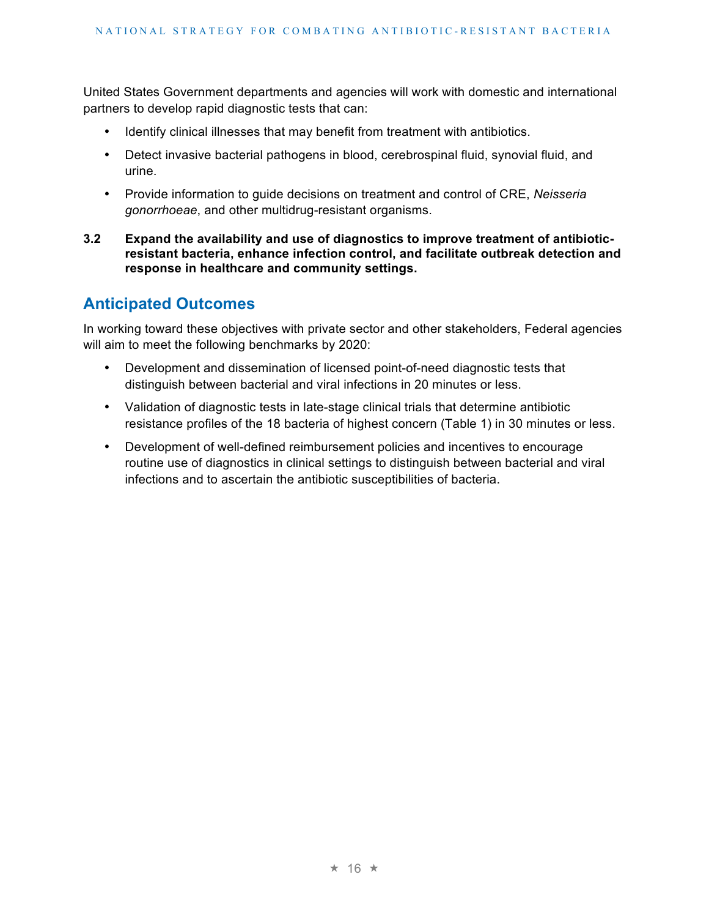United States Government departments and agencies will work with domestic and international partners to develop rapid diagnostic tests that can:

- Identify clinical illnesses that may benefit from treatment with antibiotics.
- Detect invasive bacterial pathogens in blood, cerebrospinal fluid, synovial fluid, and urine.
- Provide information to guide decisions on treatment and control of CRE, *Neisseria gonorrhoeae*, and other multidrug-resistant organisms.

**3.2 Expand the availability and use of diagnostics to improve treatment of antibiotic-resistant bacteria, enhance infection control, and facilitate outbreak detection and response in healthcare and community settings.**

## Anticipated Outcomes

In working toward these objectives with private sector and other stakeholders, Federal agencies will aim to meet the following benchmarks by 2020:

- Development and dissemination of licensed point-of-need diagnostic tests that distinguish between bacterial and viral infections in 20 minutes or less.
- Validation of diagnostic tests in late-stage clinical trials that determine antibiotic resistance profiles of the 18 bacteria of highest concern (Table 1) in 30 minutes or less.
- Development of well-defined reimbursement policies and incentives to encourage routine use of diagnostics in clinical settings to distinguish between bacterial and viral infections and to ascertain the antibiotic susceptibilities of bacteria.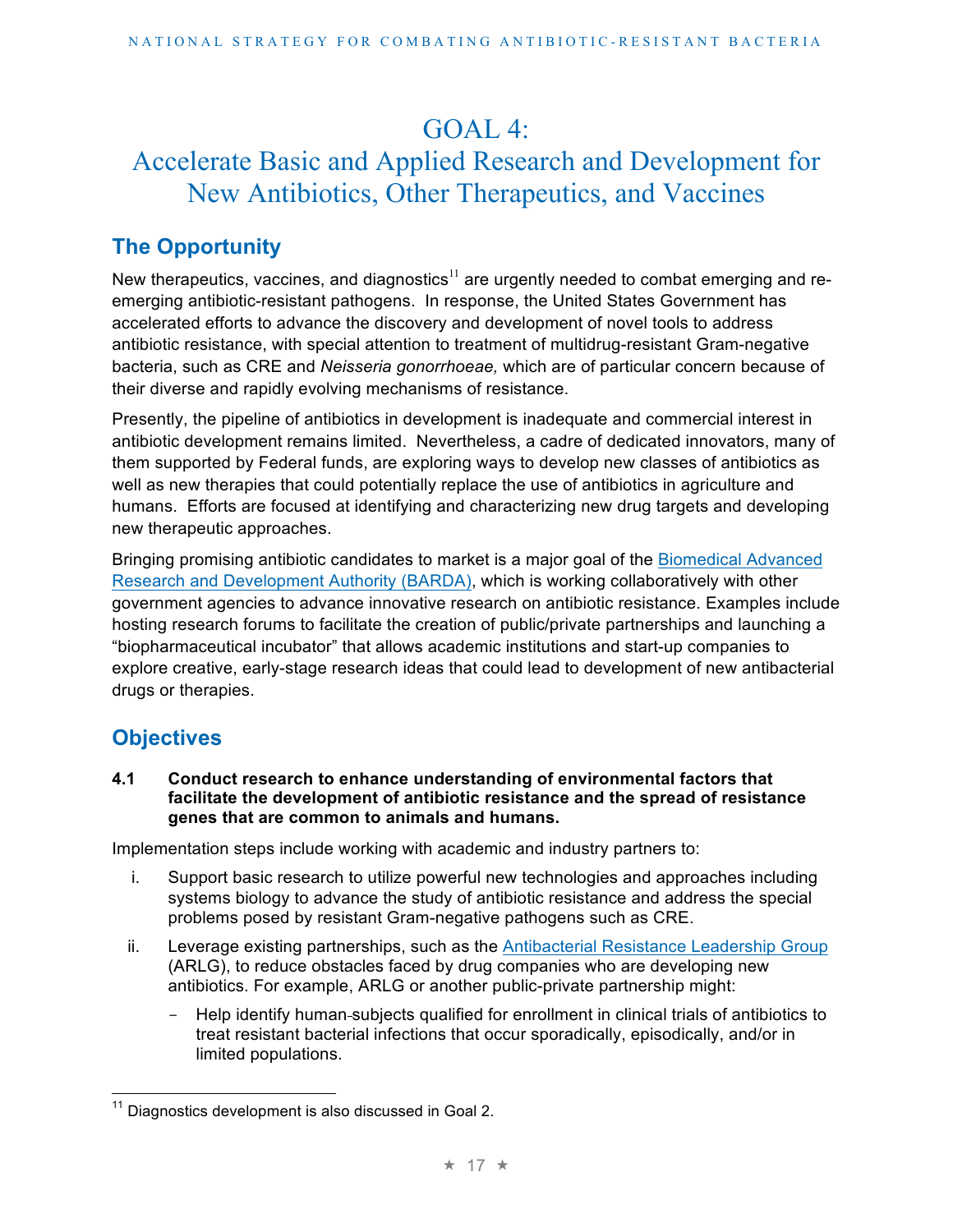# GOAL 4:
# Accelerate Basic and Applied Research and Development for New Antibiotics, Other Therapeutics, and Vaccines

## The Opportunity

New therapeutics, vaccines, and diagnostics[11] are urgently needed to combat emerging and re-emerging antibiotic-resistant pathogens. In response, the United States Government has accelerated efforts to advance the discovery and development of novel tools to address antibiotic resistance, with special attention to treatment of multidrug-resistant Gram-negative bacteria, such as CRE and *Neisseria gonorrhoeae,* which are of particular concern because of their diverse and rapidly evolving mechanisms of resistance.

Presently, the pipeline of antibiotics in development is inadequate and commercial interest in antibiotic development remains limited. Nevertheless, a cadre of dedicated innovators, many of them supported by Federal funds, are exploring ways to develop new classes of antibiotics as well as new therapies that could potentially replace the use of antibiotics in agriculture and humans. Efforts are focused at identifying and characterizing new drug targets and developing new therapeutic approaches.

Bringing promising antibiotic candidates to market is a major goal of the Biomedical Advanced Research and Development Authority (BARDA), which is working collaboratively with other government agencies to advance innovative research on antibiotic resistance. Examples include hosting research forums to facilitate the creation of public/private partnerships and launching a "biopharmaceutical incubator" that allows academic institutions and start-up companies to explore creative, early-stage research ideas that could lead to development of new antibacterial drugs or therapies.

## Objectives

**4.1 Conduct research to enhance understanding of environmental factors that facilitate the development of antibiotic resistance and the spread of resistance genes that are common to animals and humans.**

Implementation steps include working with academic and industry partners to:

i. Support basic research to utilize powerful new technologies and approaches including systems biology to advance the study of antibiotic resistance and address the special problems posed by resistant Gram-negative pathogens such as CRE.

ii. Leverage existing partnerships, such as the Antibacterial Resistance Leadership Group (ARLG), to reduce obstacles faced by drug companies who are developing new antibiotics. For example, ARLG or another public-private partnership might:

   - Help identify human-subjects qualified for enrollment in clinical trials of antibiotics to treat resistant bacterial infections that occur sporadically, episodically, and/or in limited populations.

[11] Diagnostics development is also discussed in Goal 2.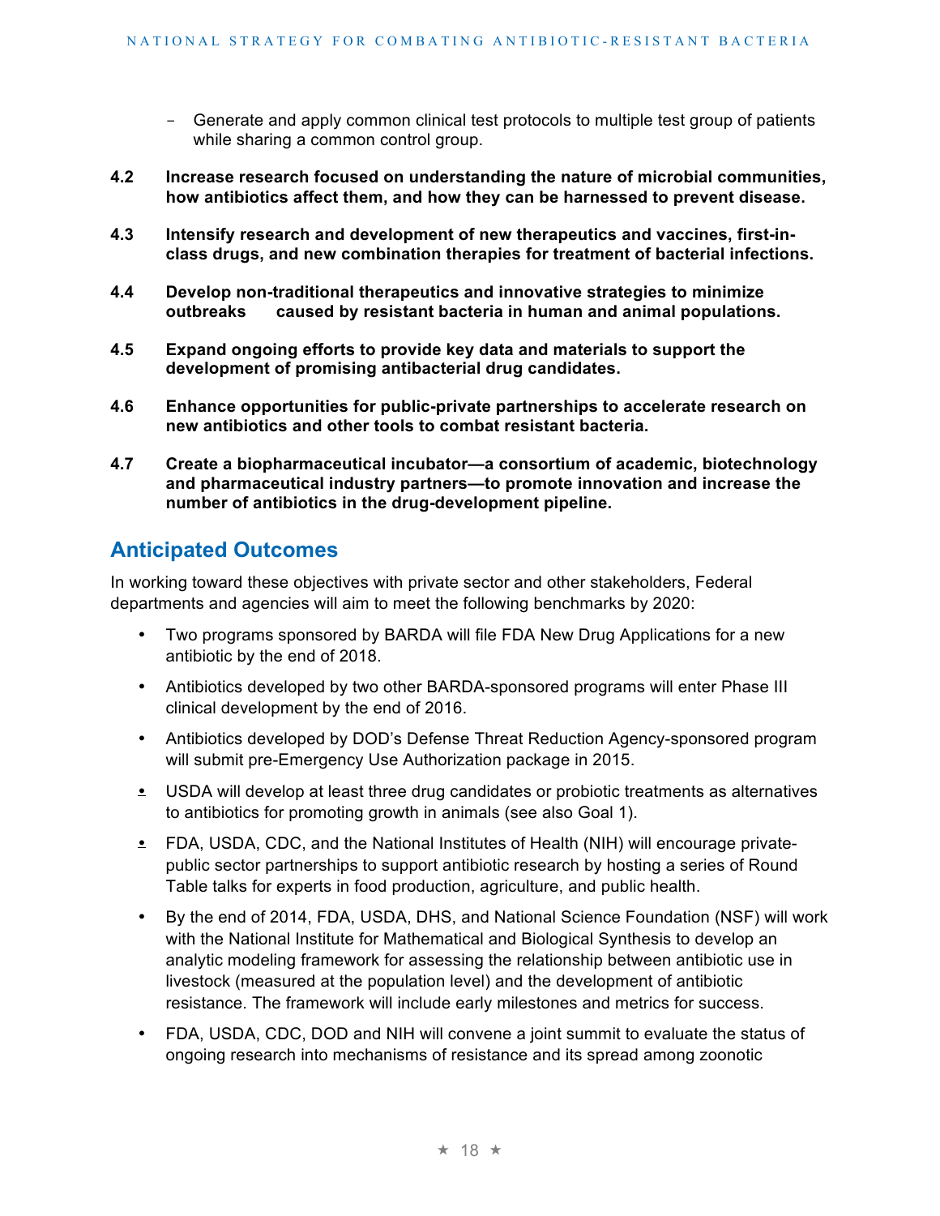- Generate and apply common clinical test protocols to multiple test group of patients while sharing a common control group.

**4.2 Increase research focused on understanding the nature of microbial communities, how antibiotics affect them, and how they can be harnessed to prevent disease.**

**4.3 Intensify research and development of new therapeutics and vaccines, first-in-class drugs, and new combination therapies for treatment of bacterial infections.**

**4.4 Develop non-traditional therapeutics and innovative strategies to minimize outbreaks caused by resistant bacteria in human and animal populations.**

**4.5 Expand ongoing efforts to provide key data and materials to support the development of promising antibacterial drug candidates.**

**4.6 Enhance opportunities for public-private partnerships to accelerate research on new antibiotics and other tools to combat resistant bacteria.**

**4.7 Create a biopharmaceutical incubator—a consortium of academic, biotechnology and pharmaceutical industry partners—to promote innovation and increase the number of antibiotics in the drug-development pipeline.**

## Anticipated Outcomes

In working toward these objectives with private sector and other stakeholders, Federal departments and agencies will aim to meet the following benchmarks by 2020:

- Two programs sponsored by BARDA will file FDA New Drug Applications for a new antibiotic by the end of 2018.
- Antibiotics developed by two other BARDA-sponsored programs will enter Phase III clinical development by the end of 2016.
- Antibiotics developed by DOD's Defense Threat Reduction Agency-sponsored program will submit pre-Emergency Use Authorization package in 2015.
- USDA will develop at least three drug candidates or probiotic treatments as alternatives to antibiotics for promoting growth in animals (see also Goal 1).
- FDA, USDA, CDC, and the National Institutes of Health (NIH) will encourage private-public sector partnerships to support antibiotic research by hosting a series of Round Table talks for experts in food production, agriculture, and public health.
- By the end of 2014, FDA, USDA, DHS, and National Science Foundation (NSF) will work with the National Institute for Mathematical and Biological Synthesis to develop an analytic modeling framework for assessing the relationship between antibiotic use in livestock (measured at the population level) and the development of antibiotic resistance. The framework will include early milestones and metrics for success.
- FDA, USDA, CDC, DOD and NIH will convene a joint summit to evaluate the status of ongoing research into mechanisms of resistance and its spread among zoonotic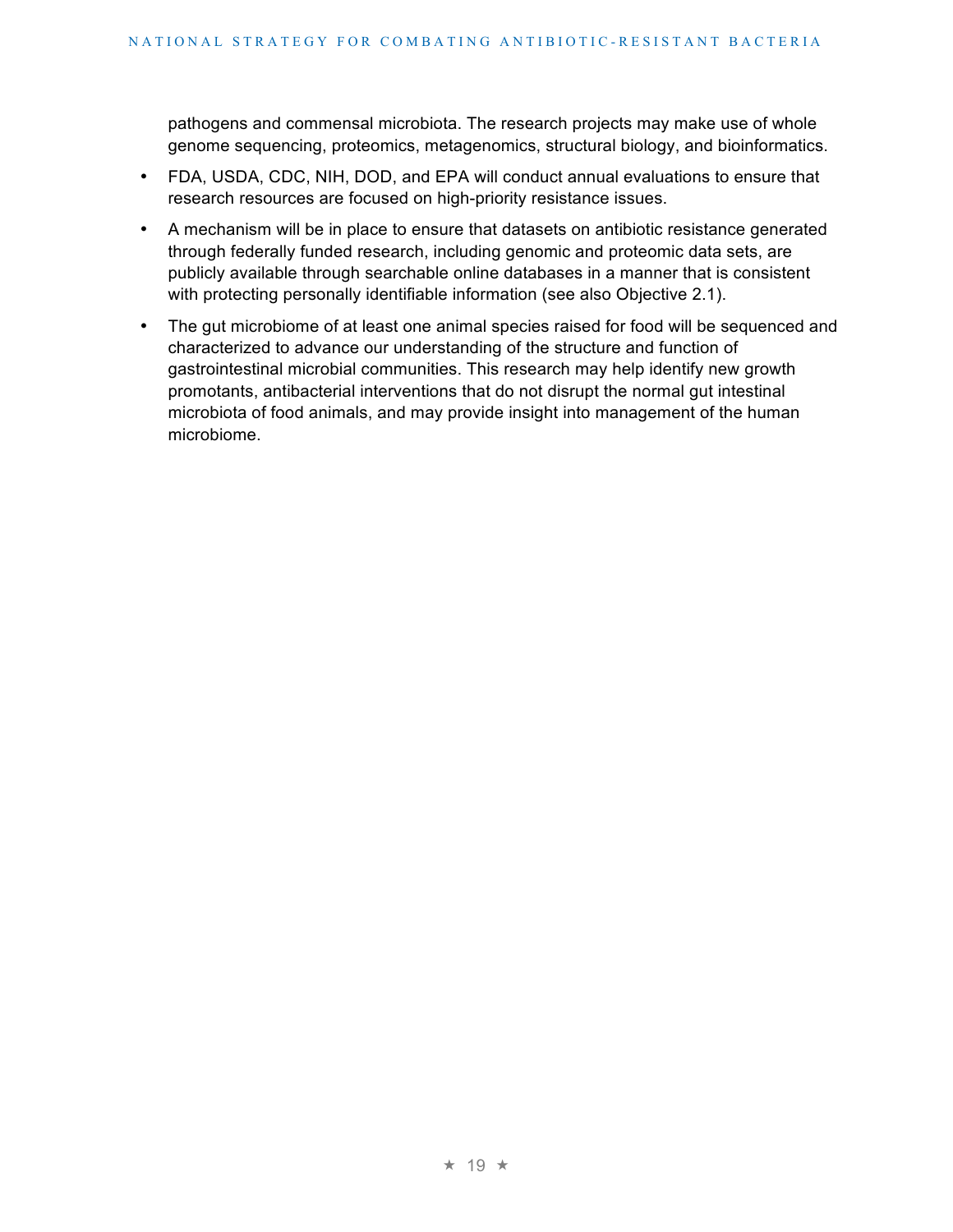pathogens and commensal microbiota. The research projects may make use of whole genome sequencing, proteomics, metagenomics, structural biology, and bioinformatics.

- FDA, USDA, CDC, NIH, DOD, and EPA will conduct annual evaluations to ensure that research resources are focused on high-priority resistance issues.
- A mechanism will be in place to ensure that datasets on antibiotic resistance generated through federally funded research, including genomic and proteomic data sets, are publicly available through searchable online databases in a manner that is consistent with protecting personally identifiable information (see also Objective 2.1).
- The gut microbiome of at least one animal species raised for food will be sequenced and characterized to advance our understanding of the structure and function of gastrointestinal microbial communities. This research may help identify new growth promotants, antibacterial interventions that do not disrupt the normal gut intestinal microbiota of food animals, and may provide insight into management of the human microbiome.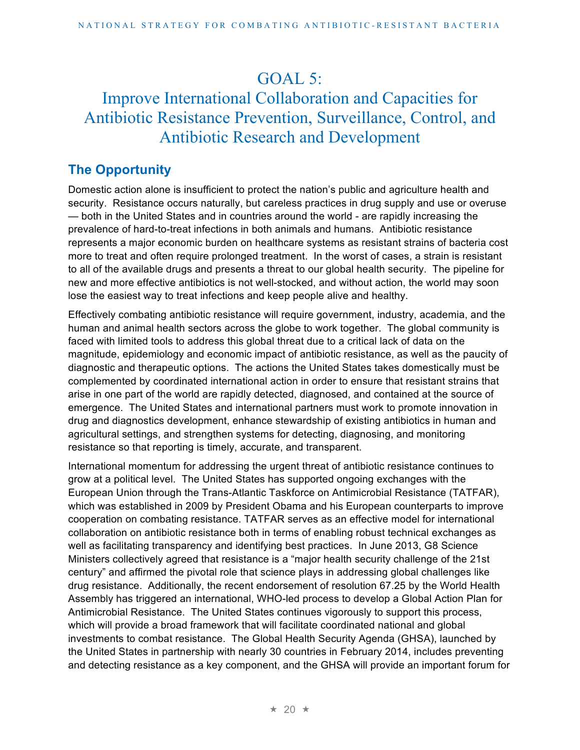# GOAL 5:
# Improve International Collaboration and Capacities for Antibiotic Resistance Prevention, Surveillance, Control, and Antibiotic Research and Development

## The Opportunity

Domestic action alone is insufficient to protect the nation's public and agriculture health and security. Resistance occurs naturally, but careless practices in drug supply and use or overuse — both in the United States and in countries around the world - are rapidly increasing the prevalence of hard-to-treat infections in both animals and humans. Antibiotic resistance represents a major economic burden on healthcare systems as resistant strains of bacteria cost more to treat and often require prolonged treatment. In the worst of cases, a strain is resistant to all of the available drugs and presents a threat to our global health security. The pipeline for new and more effective antibiotics is not well-stocked, and without action, the world may soon lose the easiest way to treat infections and keep people alive and healthy.

Effectively combating antibiotic resistance will require government, industry, academia, and the human and animal health sectors across the globe to work together. The global community is faced with limited tools to address this global threat due to a critical lack of data on the magnitude, epidemiology and economic impact of antibiotic resistance, as well as the paucity of diagnostic and therapeutic options. The actions the United States takes domestically must be complemented by coordinated international action in order to ensure that resistant strains that arise in one part of the world are rapidly detected, diagnosed, and contained at the source of emergence. The United States and international partners must work to promote innovation in drug and diagnostics development, enhance stewardship of existing antibiotics in human and agricultural settings, and strengthen systems for detecting, diagnosing, and monitoring resistance so that reporting is timely, accurate, and transparent.

International momentum for addressing the urgent threat of antibiotic resistance continues to grow at a political level. The United States has supported ongoing exchanges with the European Union through the Trans-Atlantic Taskforce on Antimicrobial Resistance (TATFAR), which was established in 2009 by President Obama and his European counterparts to improve cooperation on combating resistance. TATFAR serves as an effective model for international collaboration on antibiotic resistance both in terms of enabling robust technical exchanges as well as facilitating transparency and identifying best practices. In June 2013, G8 Science Ministers collectively agreed that resistance is a "major health security challenge of the 21st century" and affirmed the pivotal role that science plays in addressing global challenges like drug resistance. Additionally, the recent endorsement of resolution 67.25 by the World Health Assembly has triggered an international, WHO-led process to develop a Global Action Plan for Antimicrobial Resistance. The United States continues vigorously to support this process, which will provide a broad framework that will facilitate coordinated national and global investments to combat resistance. The Global Health Security Agenda (GHSA), launched by the United States in partnership with nearly 30 countries in February 2014, includes preventing and detecting resistance as a key component, and the GHSA will provide an important forum for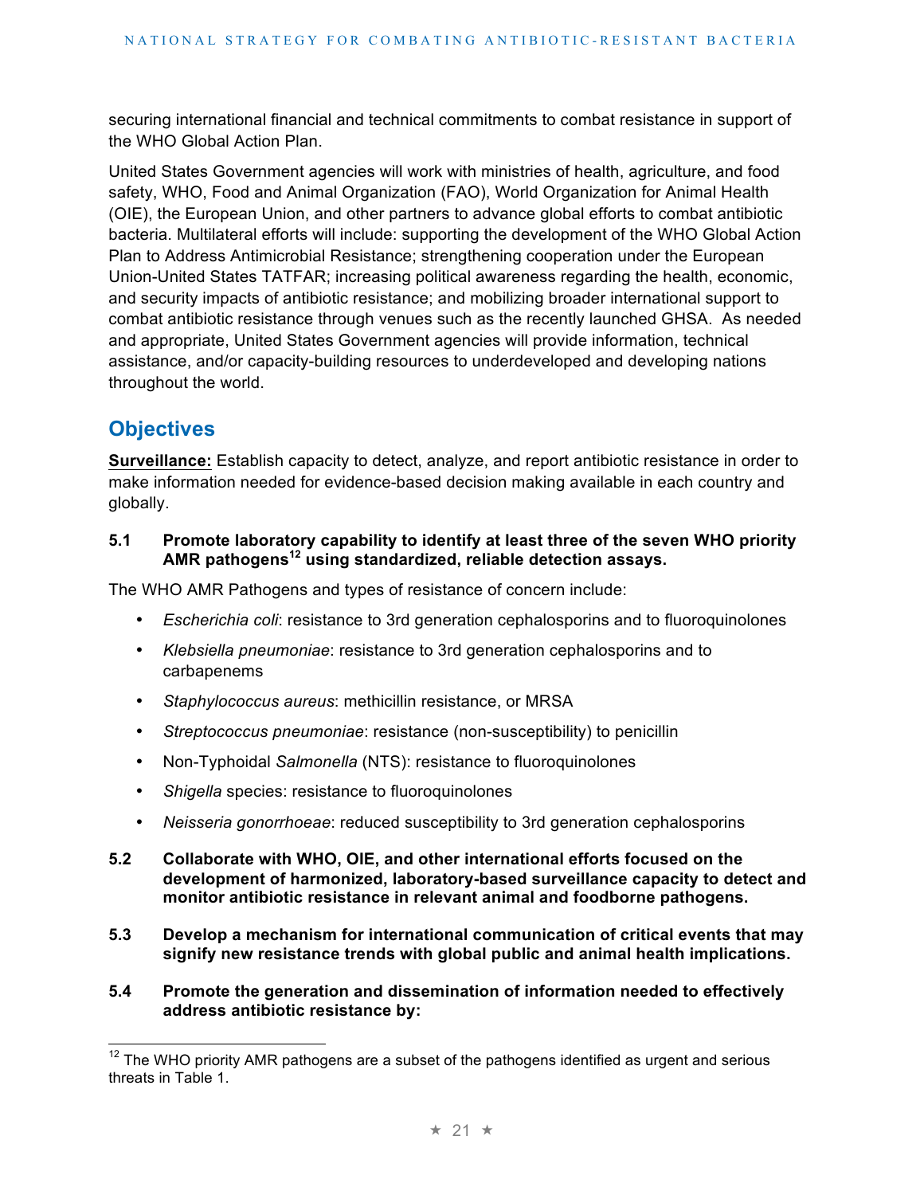securing international financial and technical commitments to combat resistance in support of the WHO Global Action Plan.

United States Government agencies will work with ministries of health, agriculture, and food safety, WHO, Food and Animal Organization (FAO), World Organization for Animal Health (OIE), the European Union, and other partners to advance global efforts to combat antibiotic bacteria. Multilateral efforts will include: supporting the development of the WHO Global Action Plan to Address Antimicrobial Resistance; strengthening cooperation under the European Union-United States TATFAR; increasing political awareness regarding the health, economic, and security impacts of antibiotic resistance; and mobilizing broader international support to combat antibiotic resistance through venues such as the recently launched GHSA. As needed and appropriate, United States Government agencies will provide information, technical assistance, and/or capacity-building resources to underdeveloped and developing nations throughout the world.

## Objectives

**Surveillance:** Establish capacity to detect, analyze, and report antibiotic resistance in order to make information needed for evidence-based decision making available in each country and globally.

**5.1 Promote laboratory capability to identify at least three of the seven WHO priority AMR pathogens[12] using standardized, reliable detection assays.**

The WHO AMR Pathogens and types of resistance of concern include:

- *Escherichia coli*: resistance to 3rd generation cephalosporins and to fluoroquinolones
- *Klebsiella pneumoniae*: resistance to 3rd generation cephalosporins and to carbapenems
- *Staphylococcus aureus*: methicillin resistance, or MRSA
- *Streptococcus pneumoniae*: resistance (non-susceptibility) to penicillin
- Non-Typhoidal *Salmonella* (NTS): resistance to fluoroquinolones
- *Shigella* species: resistance to fluoroquinolones
- *Neisseria gonorrhoeae*: reduced susceptibility to 3rd generation cephalosporins

**5.2 Collaborate with WHO, OIE, and other international efforts focused on the development of harmonized, laboratory-based surveillance capacity to detect and monitor antibiotic resistance in relevant animal and foodborne pathogens.**

**5.3 Develop a mechanism for international communication of critical events that may signify new resistance trends with global public and animal health implications.**

**5.4 Promote the generation and dissemination of information needed to effectively address antibiotic resistance by:**

[12] The WHO priority AMR pathogens are a subset of the pathogens identified as urgent and serious threats in Table 1.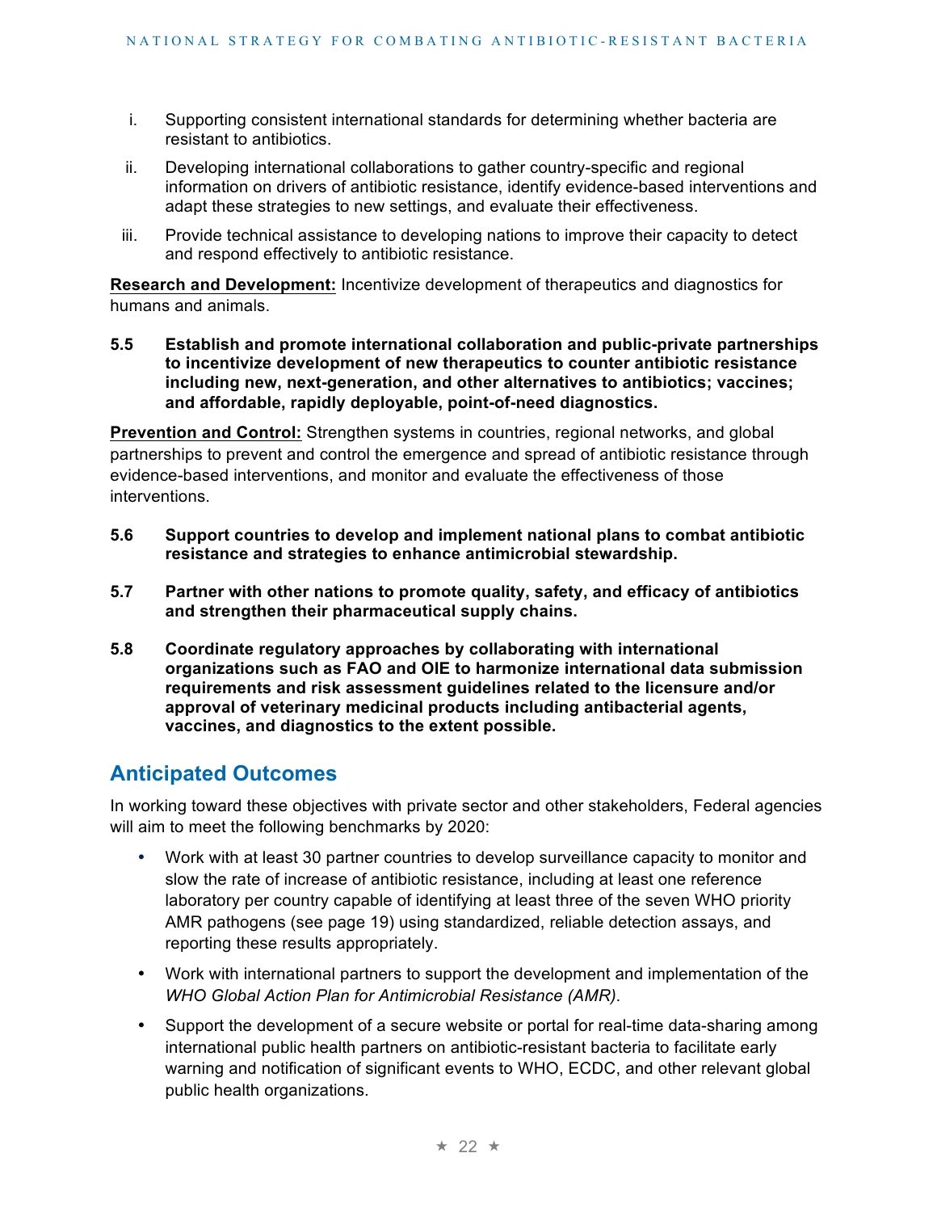i. Supporting consistent international standards for determining whether bacteria are resistant to antibiotics.

ii. Developing international collaborations to gather country-specific and regional information on drivers of antibiotic resistance, identify evidence-based interventions and adapt these strategies to new settings, and evaluate their effectiveness.

iii. Provide technical assistance to developing nations to improve their capacity to detect and respond effectively to antibiotic resistance.

**Research and Development:** Incentivize development of therapeutics and diagnostics for humans and animals.

**5.5 Establish and promote international collaboration and public-private partnerships to incentivize development of new therapeutics to counter antibiotic resistance including new, next-generation, and other alternatives to antibiotics; vaccines; and affordable, rapidly deployable, point-of-need diagnostics.**

**Prevention and Control:** Strengthen systems in countries, regional networks, and global partnerships to prevent and control the emergence and spread of antibiotic resistance through evidence-based interventions, and monitor and evaluate the effectiveness of those interventions.

**5.6 Support countries to develop and implement national plans to combat antibiotic resistance and strategies to enhance antimicrobial stewardship.**

**5.7 Partner with other nations to promote quality, safety, and efficacy of antibiotics and strengthen their pharmaceutical supply chains.**

**5.8 Coordinate regulatory approaches by collaborating with international organizations such as FAO and OIE to harmonize international data submission requirements and risk assessment guidelines related to the licensure and/or approval of veterinary medicinal products including antibacterial agents, vaccines, and diagnostics to the extent possible.**

## Anticipated Outcomes

In working toward these objectives with private sector and other stakeholders, Federal agencies will aim to meet the following benchmarks by 2020:

- Work with at least 30 partner countries to develop surveillance capacity to monitor and slow the rate of increase of antibiotic resistance, including at least one reference laboratory per country capable of identifying at least three of the seven WHO priority AMR pathogens (see page 19) using standardized, reliable detection assays, and reporting these results appropriately.
- Work with international partners to support the development and implementation of the *WHO Global Action Plan for Antimicrobial Resistance (AMR)*.
- Support the development of a secure website or portal for real-time data-sharing among international public health partners on antibiotic-resistant bacteria to facilitate early warning and notification of significant events to WHO, ECDC, and other relevant global public health organizations.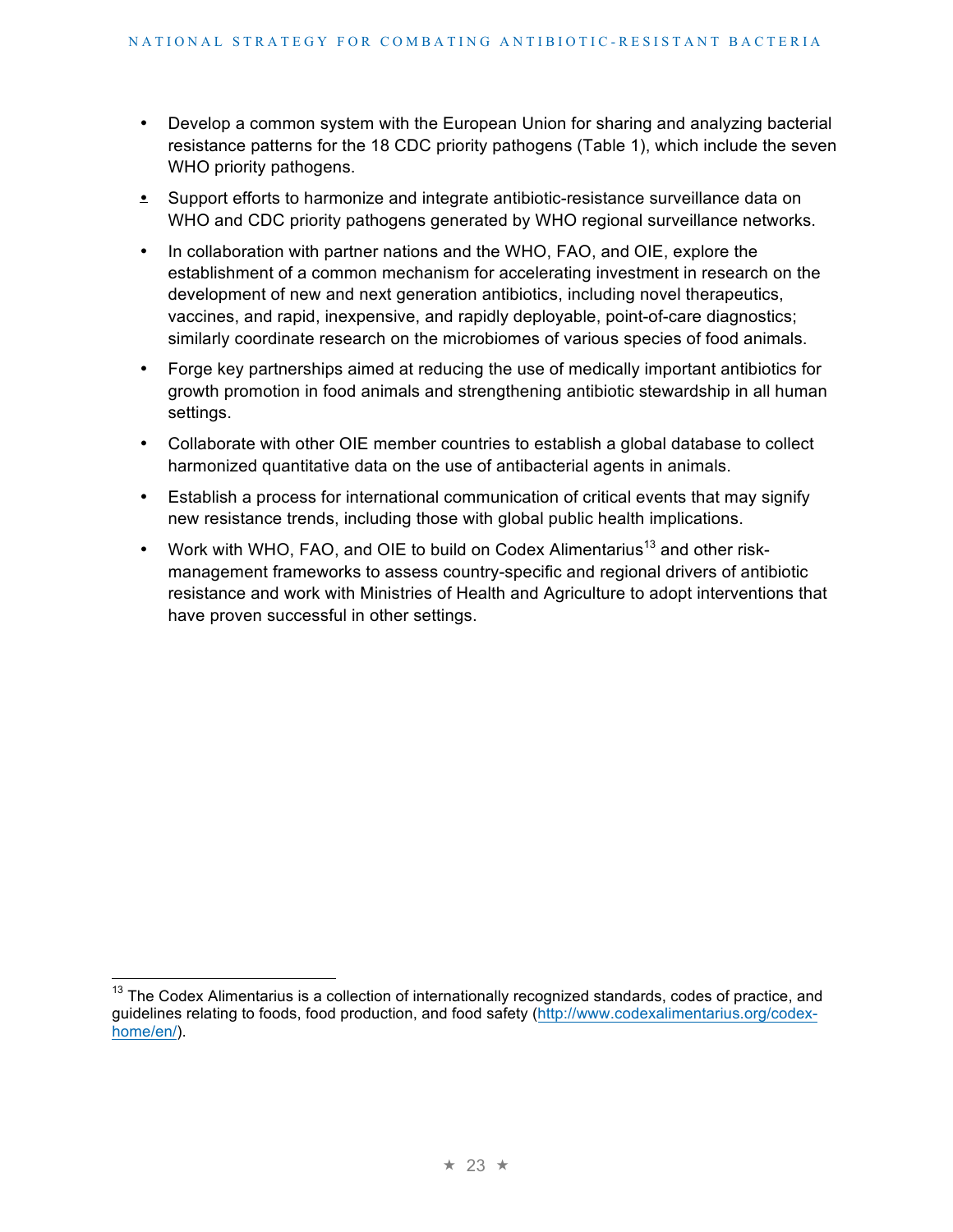- Develop a common system with the European Union for sharing and analyzing bacterial resistance patterns for the 18 CDC priority pathogens (Table 1), which include the seven WHO priority pathogens.
- Support efforts to harmonize and integrate antibiotic-resistance surveillance data on WHO and CDC priority pathogens generated by WHO regional surveillance networks.
- In collaboration with partner nations and the WHO, FAO, and OIE, explore the establishment of a common mechanism for accelerating investment in research on the development of new and next generation antibiotics, including novel therapeutics, vaccines, and rapid, inexpensive, and rapidly deployable, point-of-care diagnostics; similarly coordinate research on the microbiomes of various species of food animals.
- Forge key partnerships aimed at reducing the use of medically important antibiotics for growth promotion in food animals and strengthening antibiotic stewardship in all human settings.
- Collaborate with other OIE member countries to establish a global database to collect harmonized quantitative data on the use of antibacterial agents in animals.
- Establish a process for international communication of critical events that may signify new resistance trends, including those with global public health implications.
- Work with WHO, FAO, and OIE to build on Codex Alimentarius[13] and other risk-management frameworks to assess country-specific and regional drivers of antibiotic resistance and work with Ministries of Health and Agriculture to adopt interventions that have proven successful in other settings.

[13] The Codex Alimentarius is a collection of internationally recognized standards, codes of practice, and guidelines relating to foods, food production, and food safety (http://www.codexalimentarius.org/codex-home/en/).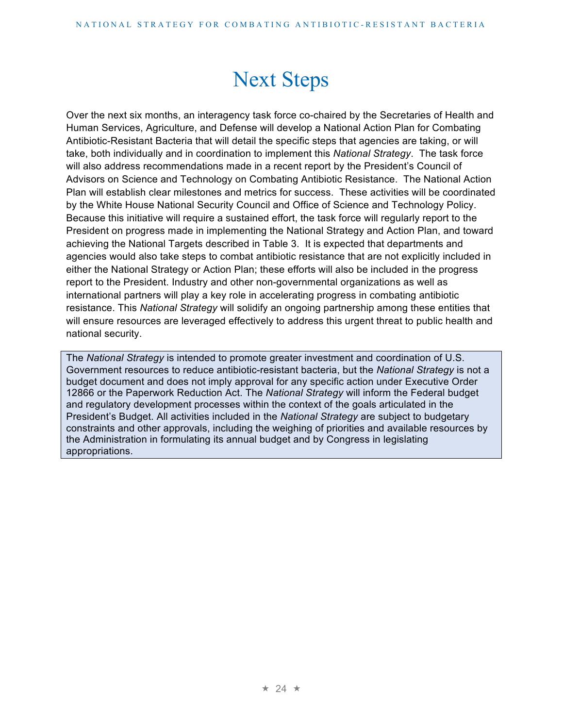# Next Steps

Over the next six months, an interagency task force co-chaired by the Secretaries of Health and Human Services, Agriculture, and Defense will develop a National Action Plan for Combating Antibiotic-Resistant Bacteria that will detail the specific steps that agencies are taking, or will take, both individually and in coordination to implement this *National Strategy*. The task force will also address recommendations made in a recent report by the President's Council of Advisors on Science and Technology on Combating Antibiotic Resistance. The National Action Plan will establish clear milestones and metrics for success. These activities will be coordinated by the White House National Security Council and Office of Science and Technology Policy. Because this initiative will require a sustained effort, the task force will regularly report to the President on progress made in implementing the National Strategy and Action Plan, and toward achieving the National Targets described in Table 3. It is expected that departments and agencies would also take steps to combat antibiotic resistance that are not explicitly included in either the National Strategy or Action Plan; these efforts will also be included in the progress report to the President. Industry and other non-governmental organizations as well as international partners will play a key role in accelerating progress in combating antibiotic resistance. This *National Strategy* will solidify an ongoing partnership among these entities that will ensure resources are leveraged effectively to address this urgent threat to public health and national security.

The *National Strategy* is intended to promote greater investment and coordination of U.S. Government resources to reduce antibiotic-resistant bacteria, but the *National Strategy* is not a budget document and does not imply approval for any specific action under Executive Order 12866 or the Paperwork Reduction Act. The *National Strategy* will inform the Federal budget and regulatory development processes within the context of the goals articulated in the President's Budget. All activities included in the *National Strategy* are subject to budgetary constraints and other approvals, including the weighing of priorities and available resources by the Administration in formulating its annual budget and by Congress in legislating appropriations.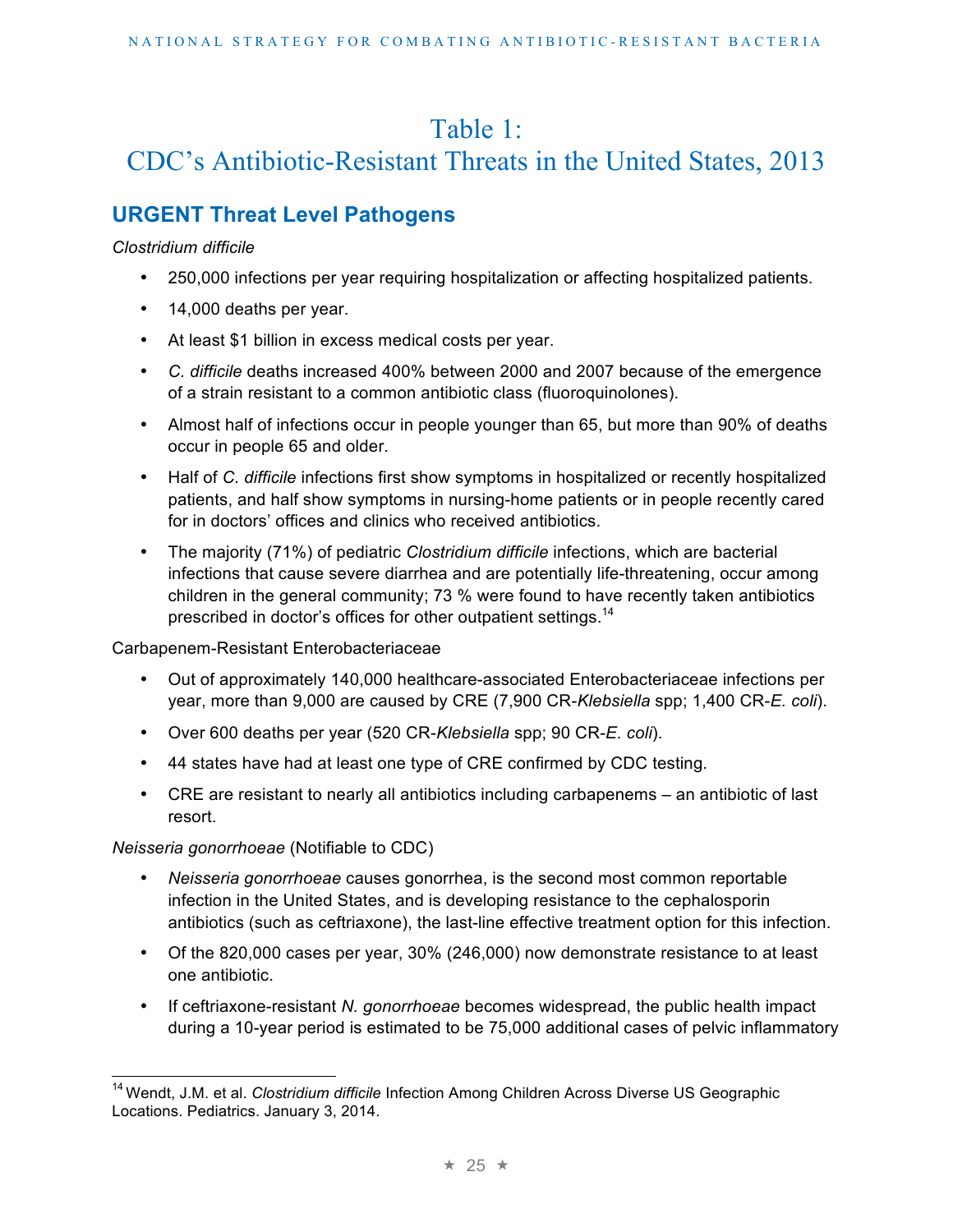# Table 1: CDC's Antibiotic-Resistant Threats in the United States, 2013

## URGENT Threat Level Pathogens

*Clostridium difficile*

- 250,000 infections per year requiring hospitalization or affecting hospitalized patients.
- 14,000 deaths per year.
- At least $1 billion in excess medical costs per year.
- *C. difficile* deaths increased 400% between 2000 and 2007 because of the emergence of a strain resistant to a common antibiotic class (fluoroquinolones).
- Almost half of infections occur in people younger than 65, but more than 90% of deaths occur in people 65 and older.
- Half of *C. difficile* infections first show symptoms in hospitalized or recently hospitalized patients, and half show symptoms in nursing-home patients or in people recently cared for in doctors' offices and clinics who received antibiotics.
- The majority (71%) of pediatric *Clostridium difficile* infections, which are bacterial infections that cause severe diarrhea and are potentially life-threatening, occur among children in the general community; 73 % were found to have recently taken antibiotics prescribed in doctor's offices for other outpatient settings.[14]

Carbapenem-Resistant Enterobacteriaceae

- Out of approximately 140,000 healthcare-associated Enterobacteriaceae infections per year, more than 9,000 are caused by CRE (7,900 CR-*Klebsiella* spp; 1,400 CR-*E. coli*).
- Over 600 deaths per year (520 CR-*Klebsiella* spp; 90 CR-*E. coli*).
- 44 states have had at least one type of CRE confirmed by CDC testing.
- CRE are resistant to nearly all antibiotics including carbapenems – an antibiotic of last resort.

*Neisseria gonorrhoeae* (Notifiable to CDC)

- *Neisseria gonorrhoeae* causes gonorrhea, is the second most common reportable infection in the United States, and is developing resistance to the cephalosporin antibiotics (such as ceftriaxone), the last-line effective treatment option for this infection.
- Of the 820,000 cases per year, 30% (246,000) now demonstrate resistance to at least one antibiotic.
- If ceftriaxone-resistant *N. gonorrhoeae* becomes widespread, the public health impact during a 10-year period is estimated to be 75,000 additional cases of pelvic inflammatory

---

[14] Wendt, J.M. et al. *Clostridium difficile* Infection Among Children Across Diverse US Geographic Locations. Pediatrics. January 3, 2014.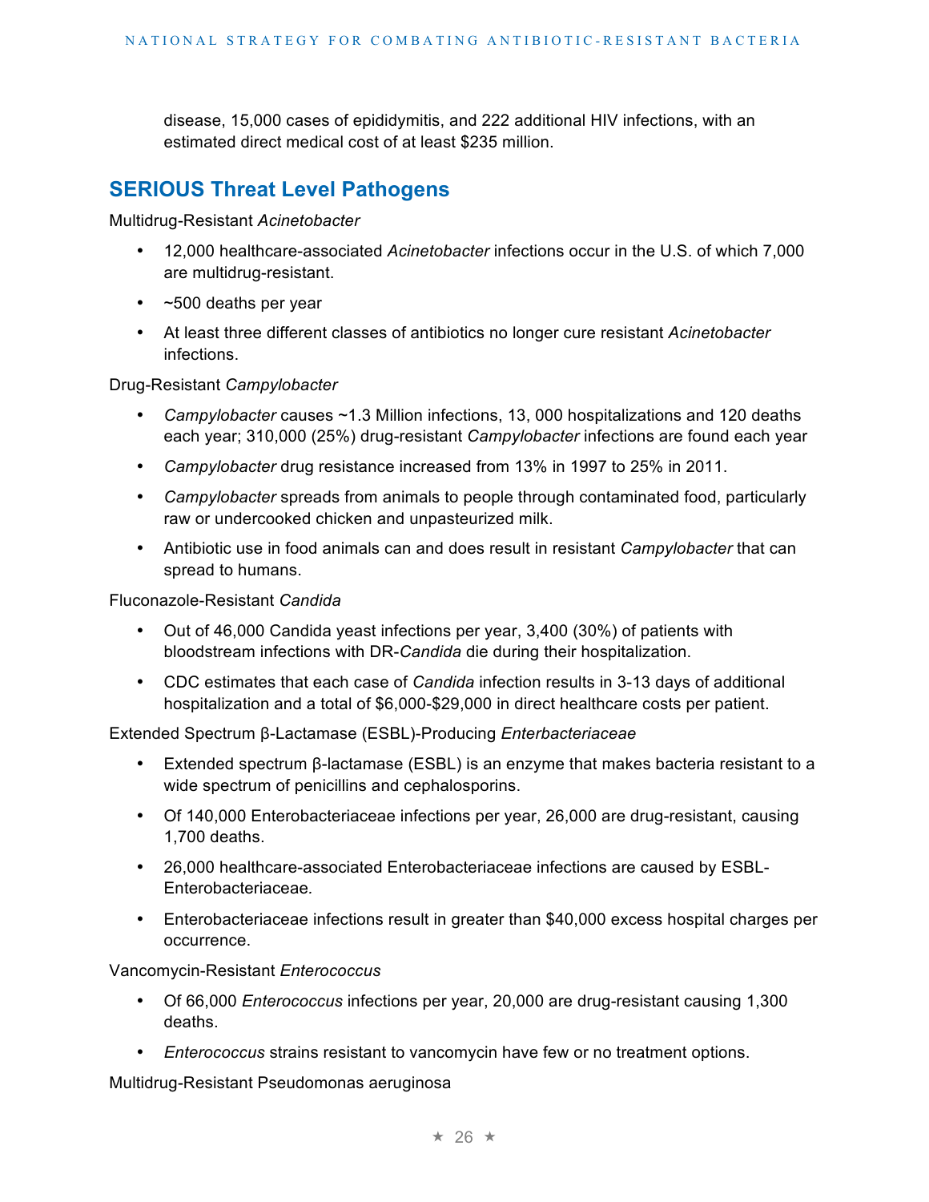disease, 15,000 cases of epididymitis, and 222 additional HIV infections, with an estimated direct medical cost of at least $235 million.

## SERIOUS Threat Level Pathogens

Multidrug-Resistant *Acinetobacter*

- 12,000 healthcare-associated *Acinetobacter* infections occur in the U.S. of which 7,000 are multidrug-resistant.
- ~500 deaths per year
- At least three different classes of antibiotics no longer cure resistant *Acinetobacter* infections.

Drug-Resistant *Campylobacter*

- *Campylobacter* causes ~1.3 Million infections, 13, 000 hospitalizations and 120 deaths each year; 310,000 (25%) drug-resistant *Campylobacter* infections are found each year
- *Campylobacter* drug resistance increased from 13% in 1997 to 25% in 2011.
- *Campylobacter* spreads from animals to people through contaminated food, particularly raw or undercooked chicken and unpasteurized milk.
- Antibiotic use in food animals can and does result in resistant *Campylobacter* that can spread to humans.

Fluconazole-Resistant *Candida*

- Out of 46,000 Candida yeast infections per year, 3,400 (30%) of patients with bloodstream infections with DR-*Candida* die during their hospitalization.
- CDC estimates that each case of *Candida* infection results in 3-13 days of additional hospitalization and a total of $6,000-$29,000 in direct healthcare costs per patient.

Extended Spectrum β-Lactamase (ESBL)-Producing *Enterbacteriaceae*

- Extended spectrum β-lactamase (ESBL) is an enzyme that makes bacteria resistant to a wide spectrum of penicillins and cephalosporins.
- Of 140,000 Enterobacteriaceae infections per year, 26,000 are drug-resistant, causing 1,700 deaths.
- 26,000 healthcare-associated Enterobacteriaceae infections are caused by ESBL-Enterobacteriaceae.
- Enterobacteriaceae infections result in greater than $40,000 excess hospital charges per occurrence.

Vancomycin-Resistant *Enterococcus*

- Of 66,000 *Enterococcus* infections per year, 20,000 are drug-resistant causing 1,300 deaths.
- *Enterococcus* strains resistant to vancomycin have few or no treatment options.

Multidrug-Resistant Pseudomonas aeruginosa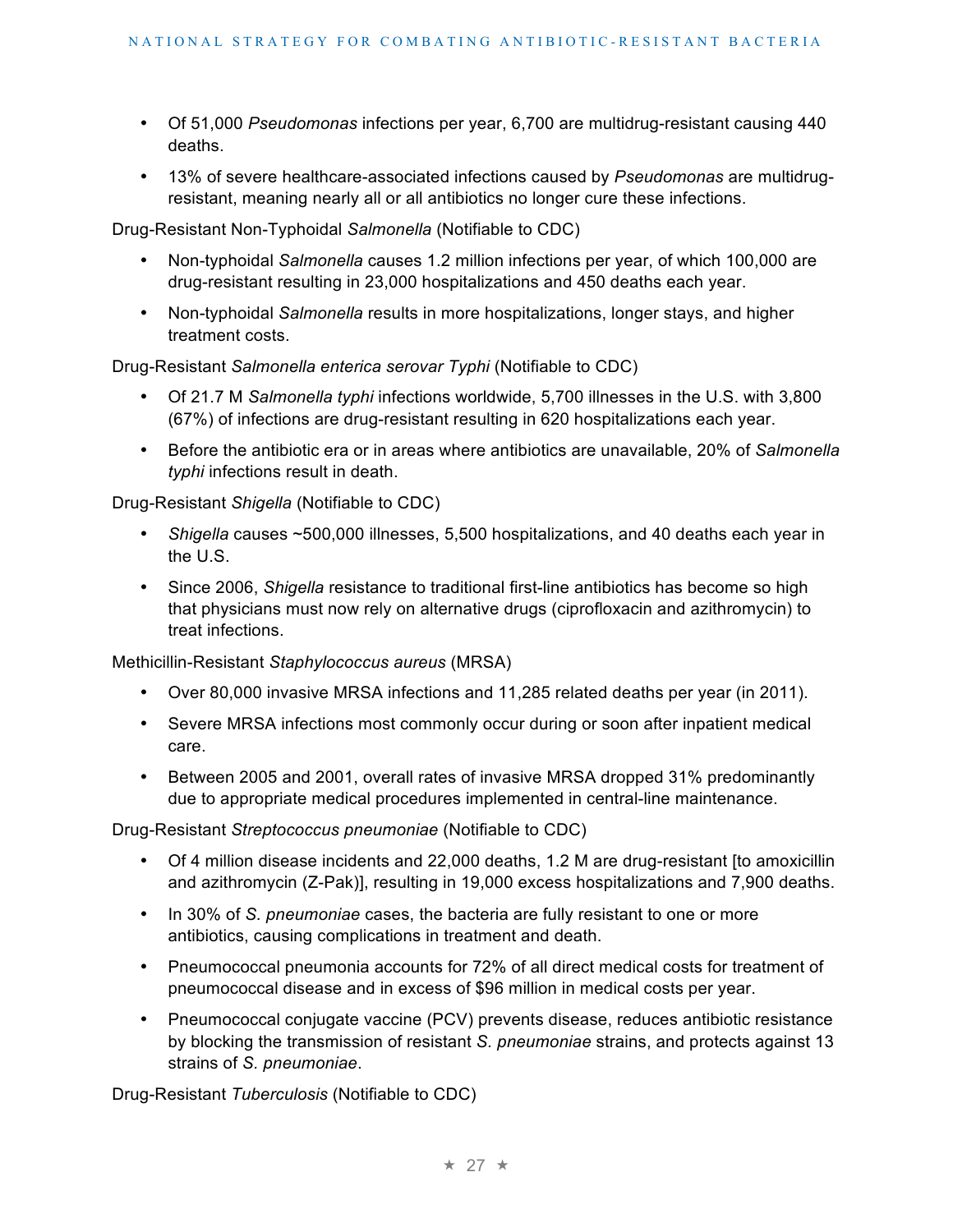- Of 51,000 *Pseudomonas* infections per year, 6,700 are multidrug-resistant causing 440 deaths.
- 13% of severe healthcare-associated infections caused by *Pseudomonas* are multidrug-resistant, meaning nearly all or all antibiotics no longer cure these infections.

Drug-Resistant Non-Typhoidal *Salmonella* (Notifiable to CDC)

- Non-typhoidal *Salmonella* causes 1.2 million infections per year, of which 100,000 are drug-resistant resulting in 23,000 hospitalizations and 450 deaths each year.
- Non-typhoidal *Salmonella* results in more hospitalizations, longer stays, and higher treatment costs.

Drug-Resistant *Salmonella enterica serovar Typhi* (Notifiable to CDC)

- Of 21.7 M *Salmonella typhi* infections worldwide, 5,700 illnesses in the U.S. with 3,800 (67%) of infections are drug-resistant resulting in 620 hospitalizations each year.
- Before the antibiotic era or in areas where antibiotics are unavailable, 20% of *Salmonella typhi* infections result in death.

Drug-Resistant *Shigella* (Notifiable to CDC)

- *Shigella* causes ~500,000 illnesses, 5,500 hospitalizations, and 40 deaths each year in the U.S.
- Since 2006, *Shigella* resistance to traditional first-line antibiotics has become so high that physicians must now rely on alternative drugs (ciprofloxacin and azithromycin) to treat infections.

Methicillin-Resistant *Staphylococcus aureus* (MRSA)

- Over 80,000 invasive MRSA infections and 11,285 related deaths per year (in 2011).
- Severe MRSA infections most commonly occur during or soon after inpatient medical care.
- Between 2005 and 2001, overall rates of invasive MRSA dropped 31% predominantly due to appropriate medical procedures implemented in central-line maintenance.

Drug-Resistant *Streptococcus pneumoniae* (Notifiable to CDC)

- Of 4 million disease incidents and 22,000 deaths, 1.2 M are drug-resistant [to amoxicillin and azithromycin (Z-Pak)], resulting in 19,000 excess hospitalizations and 7,900 deaths.
- In 30% of *S. pneumoniae* cases, the bacteria are fully resistant to one or more antibiotics, causing complications in treatment and death.
- Pneumococcal pneumonia accounts for 72% of all direct medical costs for treatment of pneumococcal disease and in excess of $96 million in medical costs per year.
- Pneumococcal conjugate vaccine (PCV) prevents disease, reduces antibiotic resistance by blocking the transmission of resistant *S. pneumoniae* strains, and protects against 13 strains of *S. pneumoniae*.

Drug-Resistant *Tuberculosis* (Notifiable to CDC)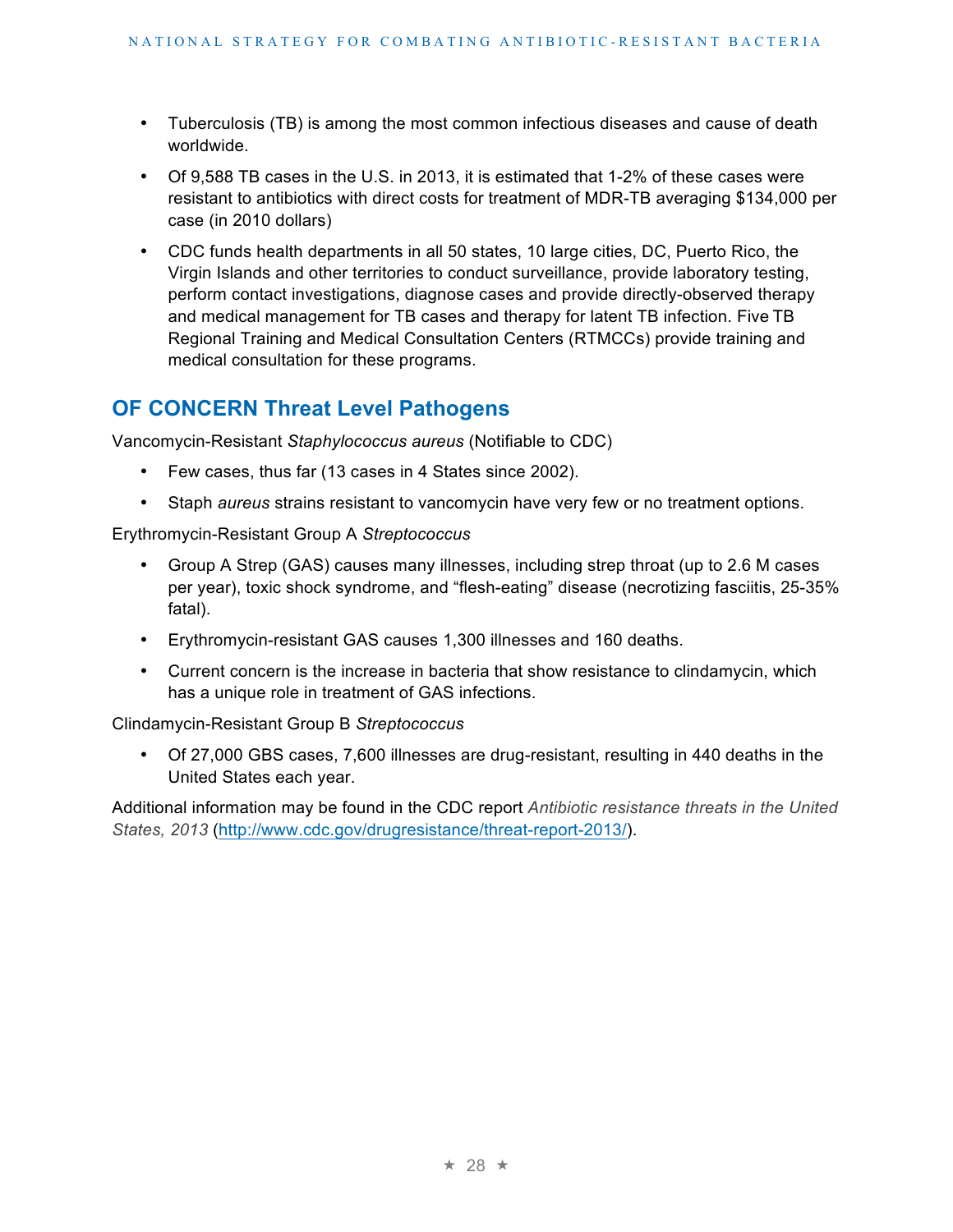- Tuberculosis (TB) is among the most common infectious diseases and cause of death worldwide.
- Of 9,588 TB cases in the U.S. in 2013, it is estimated that 1-2% of these cases were resistant to antibiotics with direct costs for treatment of MDR-TB averaging $134,000 per case (in 2010 dollars)
- CDC funds health departments in all 50 states, 10 large cities, DC, Puerto Rico, the Virgin Islands and other territories to conduct surveillance, provide laboratory testing, perform contact investigations, diagnose cases and provide directly-observed therapy and medical management for TB cases and therapy for latent TB infection. Five TB Regional Training and Medical Consultation Centers (RTMCCs) provide training and medical consultation for these programs.

## OF CONCERN Threat Level Pathogens

Vancomycin-Resistant *Staphylococcus aureus* (Notifiable to CDC)

- Few cases, thus far (13 cases in 4 States since 2002).
- Staph *aureus* strains resistant to vancomycin have very few or no treatment options.

Erythromycin-Resistant Group A *Streptococcus*

- Group A Strep (GAS) causes many illnesses, including strep throat (up to 2.6 M cases per year), toxic shock syndrome, and "flesh-eating" disease (necrotizing fasciitis, 25-35% fatal).
- Erythromycin-resistant GAS causes 1,300 illnesses and 160 deaths.
- Current concern is the increase in bacteria that show resistance to clindamycin, which has a unique role in treatment of GAS infections.

Clindamycin-Resistant Group B *Streptococcus*

- Of 27,000 GBS cases, 7,600 illnesses are drug-resistant, resulting in 440 deaths in the United States each year.

Additional information may be found in the CDC report *Antibiotic resistance threats in the United States, 2013* (http://www.cdc.gov/drugresistance/threat-report-2013/).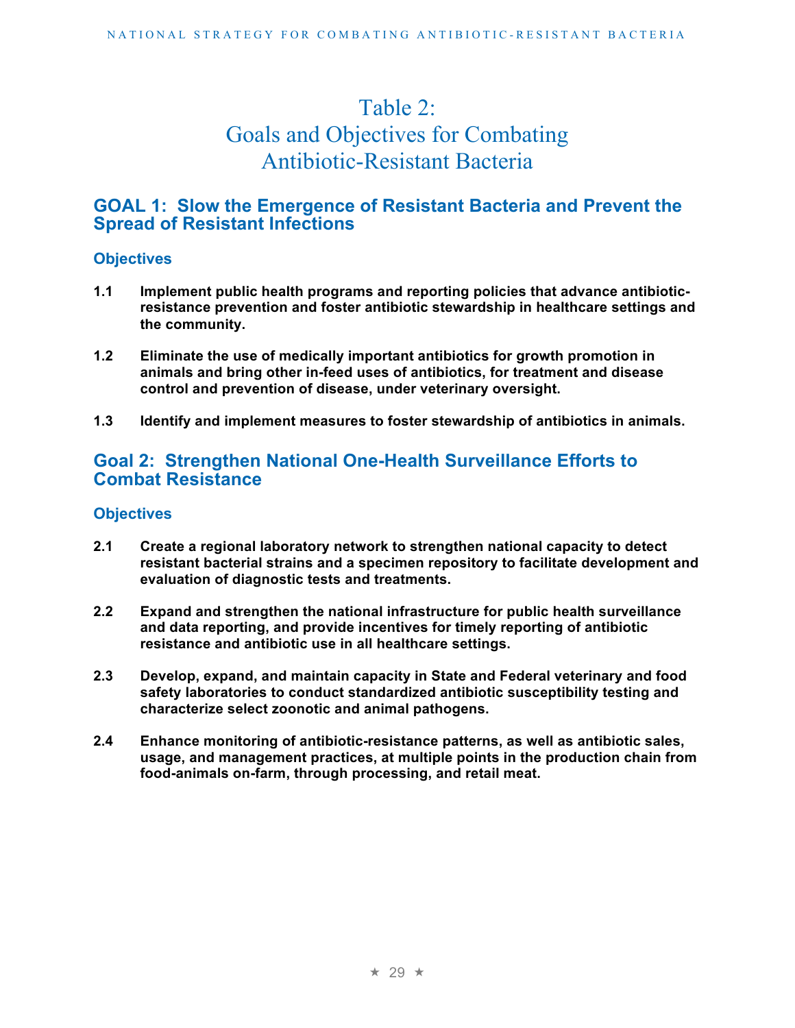# Table 2: Goals and Objectives for Combating Antibiotic-Resistant Bacteria

## GOAL 1: Slow the Emergence of Resistant Bacteria and Prevent the Spread of Resistant Infections

### Objectives

**1.1 Implement public health programs and reporting policies that advance antibiotic-resistance prevention and foster antibiotic stewardship in healthcare settings and the community.**

**1.2 Eliminate the use of medically important antibiotics for growth promotion in animals and bring other in-feed uses of antibiotics, for treatment and disease control and prevention of disease, under veterinary oversight.**

**1.3 Identify and implement measures to foster stewardship of antibiotics in animals.**

## Goal 2: Strengthen National One-Health Surveillance Efforts to Combat Resistance

### Objectives

**2.1 Create a regional laboratory network to strengthen national capacity to detect resistant bacterial strains and a specimen repository to facilitate development and evaluation of diagnostic tests and treatments.**

**2.2 Expand and strengthen the national infrastructure for public health surveillance and data reporting, and provide incentives for timely reporting of antibiotic resistance and antibiotic use in all healthcare settings.**

**2.3 Develop, expand, and maintain capacity in State and Federal veterinary and food safety laboratories to conduct standardized antibiotic susceptibility testing and characterize select zoonotic and animal pathogens.**

**2.4 Enhance monitoring of antibiotic-resistance patterns, as well as antibiotic sales, usage, and management practices, at multiple points in the production chain from food-animals on-farm, through processing, and retail meat.**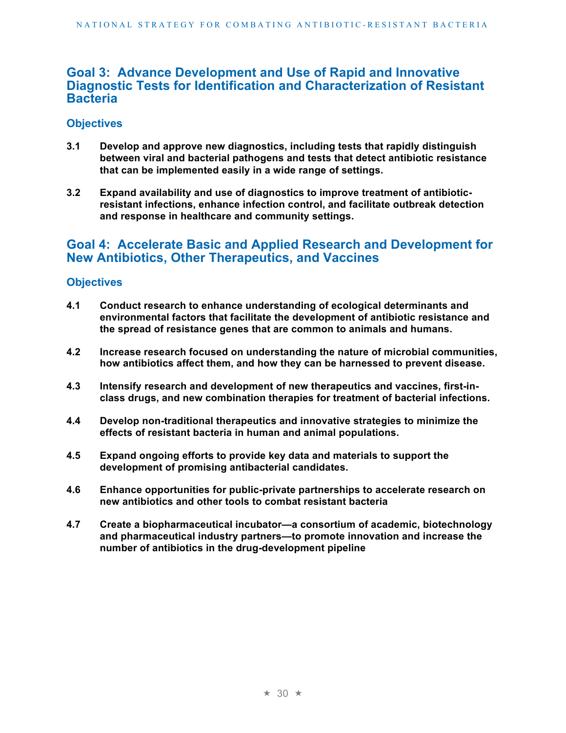## Goal 3: Advance Development and Use of Rapid and Innovative Diagnostic Tests for Identification and Characterization of Resistant Bacteria

### Objectives

**3.1 Develop and approve new diagnostics, including tests that rapidly distinguish between viral and bacterial pathogens and tests that detect antibiotic resistance that can be implemented easily in a wide range of settings.**

**3.2 Expand availability and use of diagnostics to improve treatment of antibiotic-resistant infections, enhance infection control, and facilitate outbreak detection and response in healthcare and community settings.**

## Goal 4: Accelerate Basic and Applied Research and Development for New Antibiotics, Other Therapeutics, and Vaccines

### Objectives

**4.1 Conduct research to enhance understanding of ecological determinants and environmental factors that facilitate the development of antibiotic resistance and the spread of resistance genes that are common to animals and humans.**

**4.2 Increase research focused on understanding the nature of microbial communities, how antibiotics affect them, and how they can be harnessed to prevent disease.**

**4.3 Intensify research and development of new therapeutics and vaccines, first-in-class drugs, and new combination therapies for treatment of bacterial infections.**

**4.4 Develop non-traditional therapeutics and innovative strategies to minimize the effects of resistant bacteria in human and animal populations.**

**4.5 Expand ongoing efforts to provide key data and materials to support the development of promising antibacterial candidates.**

**4.6 Enhance opportunities for public-private partnerships to accelerate research on new antibiotics and other tools to combat resistant bacteria**

**4.7 Create a biopharmaceutical incubator—a consortium of academic, biotechnology and pharmaceutical industry partners—to promote innovation and increase the number of antibiotics in the drug-development pipeline**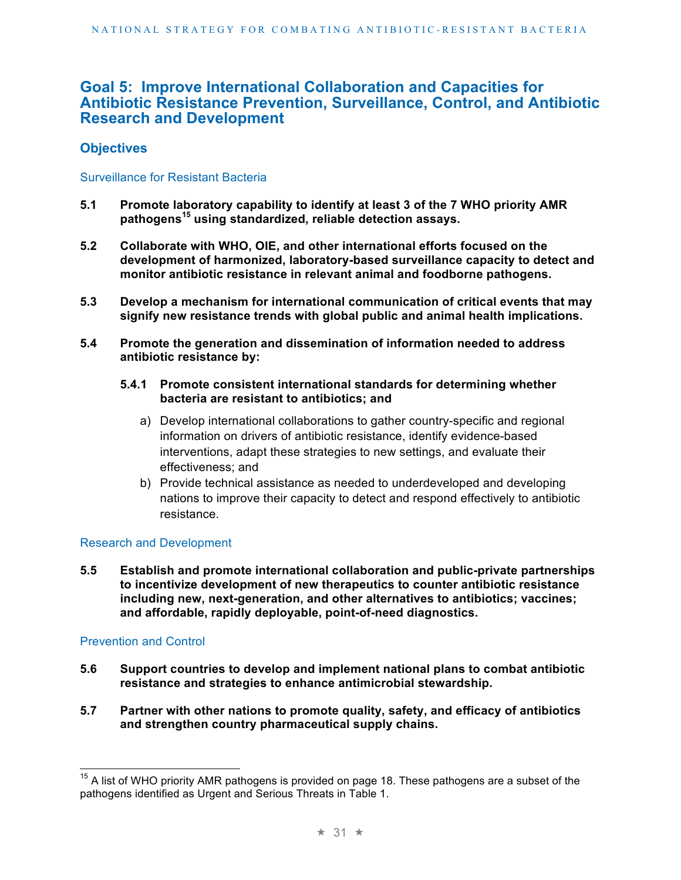## Goal 5: Improve International Collaboration and Capacities for Antibiotic Resistance Prevention, Surveillance, Control, and Antibiotic Research and Development

### Objectives

#### Surveillance for Resistant Bacteria

**5.1 Promote laboratory capability to identify at least 3 of the 7 WHO priority AMR pathogens[15] using standardized, reliable detection assays.**

**5.2 Collaborate with WHO, OIE, and other international efforts focused on the development of harmonized, laboratory-based surveillance capacity to detect and monitor antibiotic resistance in relevant animal and foodborne pathogens.**

**5.3 Develop a mechanism for international communication of critical events that may signify new resistance trends with global public and animal health implications.**

**5.4 Promote the generation and dissemination of information needed to address antibiotic resistance by:**

**5.4.1 Promote consistent international standards for determining whether bacteria are resistant to antibiotics; and**

a) Develop international collaborations to gather country-specific and regional information on drivers of antibiotic resistance, identify evidence-based interventions, adapt these strategies to new settings, and evaluate their effectiveness; and

b) Provide technical assistance as needed to underdeveloped and developing nations to improve their capacity to detect and respond effectively to antibiotic resistance.

#### Research and Development

**5.5 Establish and promote international collaboration and public-private partnerships to incentivize development of new therapeutics to counter antibiotic resistance including new, next-generation, and other alternatives to antibiotics; vaccines; and affordable, rapidly deployable, point-of-need diagnostics.**

#### Prevention and Control

**5.6 Support countries to develop and implement national plans to combat antibiotic resistance and strategies to enhance antimicrobial stewardship.**

**5.7 Partner with other nations to promote quality, safety, and efficacy of antibiotics and strengthen country pharmaceutical supply chains.**

---

[15] A list of WHO priority AMR pathogens is provided on page 18. These pathogens are a subset of the pathogens identified as Urgent and Serious Threats in Table 1.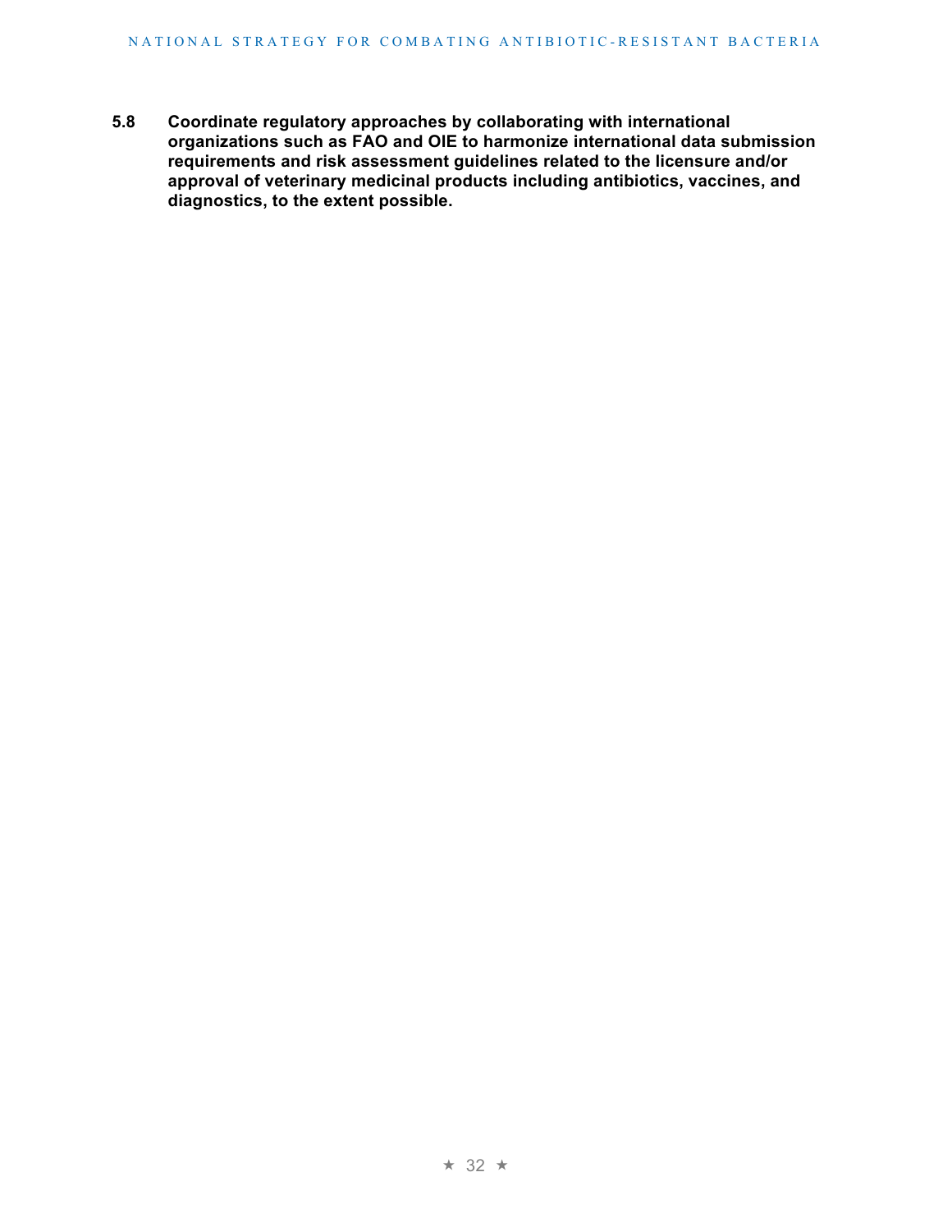**5.8 Coordinate regulatory approaches by collaborating with international organizations such as FAO and OIE to harmonize international data submission requirements and risk assessment guidelines related to the licensure and/or approval of veterinary medicinal products including antibiotics, vaccines, and diagnostics, to the extent possible.**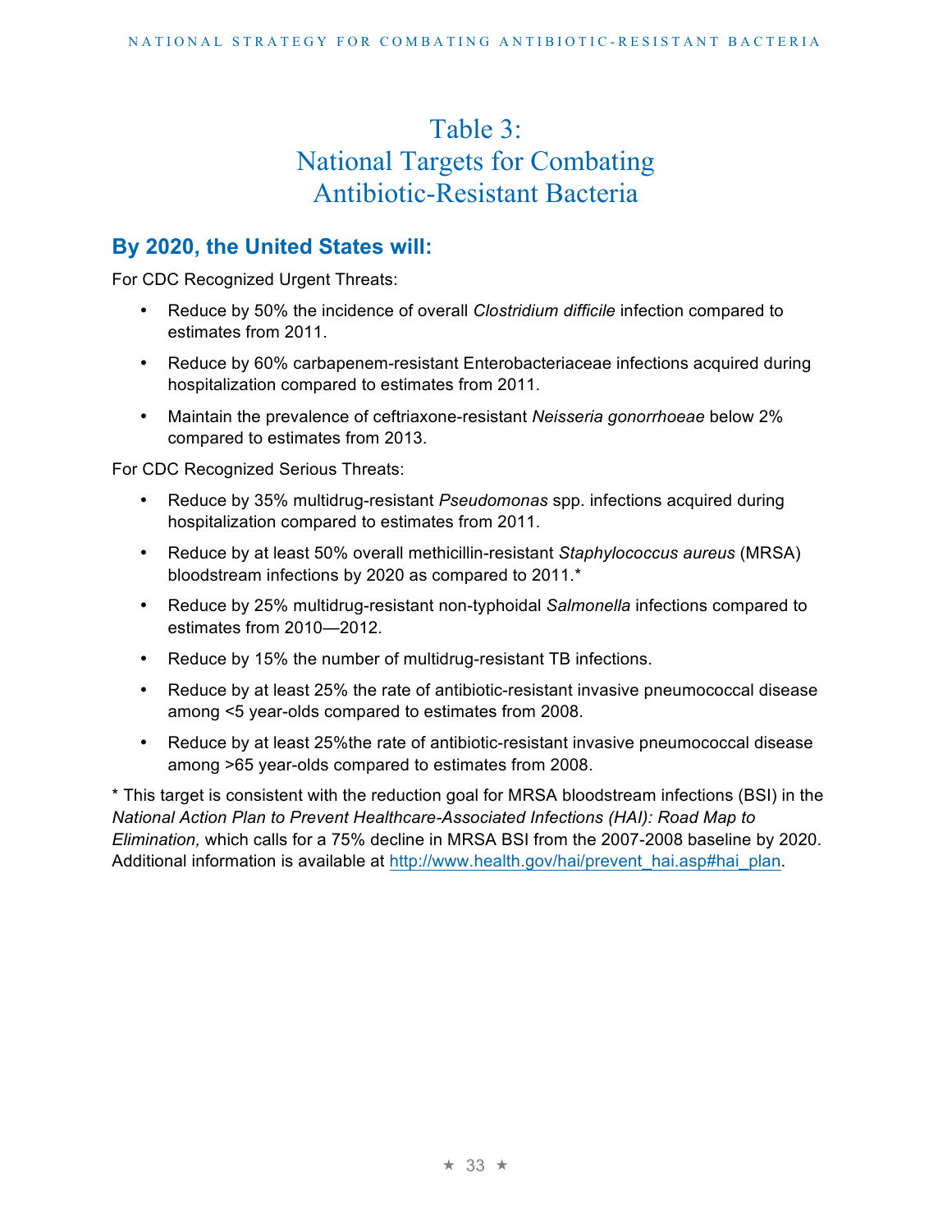# Table 3:
# National Targets for Combating Antibiotic-Resistant Bacteria

## By 2020, the United States will:

For CDC Recognized Urgent Threats:

- Reduce by 50% the incidence of overall *Clostridium difficile* infection compared to estimates from 2011.
- Reduce by 60% carbapenem-resistant Enterobacteriaceae infections acquired during hospitalization compared to estimates from 2011.
- Maintain the prevalence of ceftriaxone-resistant *Neisseria gonorrhoeae* below 2% compared to estimates from 2013.

For CDC Recognized Serious Threats:

- Reduce by 35% multidrug-resistant *Pseudomonas* spp. infections acquired during hospitalization compared to estimates from 2011.
- Reduce by at least 50% overall methicillin-resistant *Staphylococcus aureus* (MRSA) bloodstream infections by 2020 as compared to 2011.*
- Reduce by 25% multidrug-resistant non-typhoidal *Salmonella* infections compared to estimates from 2010—2012.
- Reduce by 15% the number of multidrug-resistant TB infections.
- Reduce by at least 25% the rate of antibiotic-resistant invasive pneumococcal disease among <5 year-olds compared to estimates from 2008.
- Reduce by at least 25%the rate of antibiotic-resistant invasive pneumococcal disease among >65 year-olds compared to estimates from 2008.

* This target is consistent with the reduction goal for MRSA bloodstream infections (BSI) in the *National Action Plan to Prevent Healthcare-Associated Infections (HAI): Road Map to Elimination,* which calls for a 75% decline in MRSA BSI from the 2007-2008 baseline by 2020. Additional information is available at http://www.health.gov/hai/prevent_hai.asp#hai_plan.